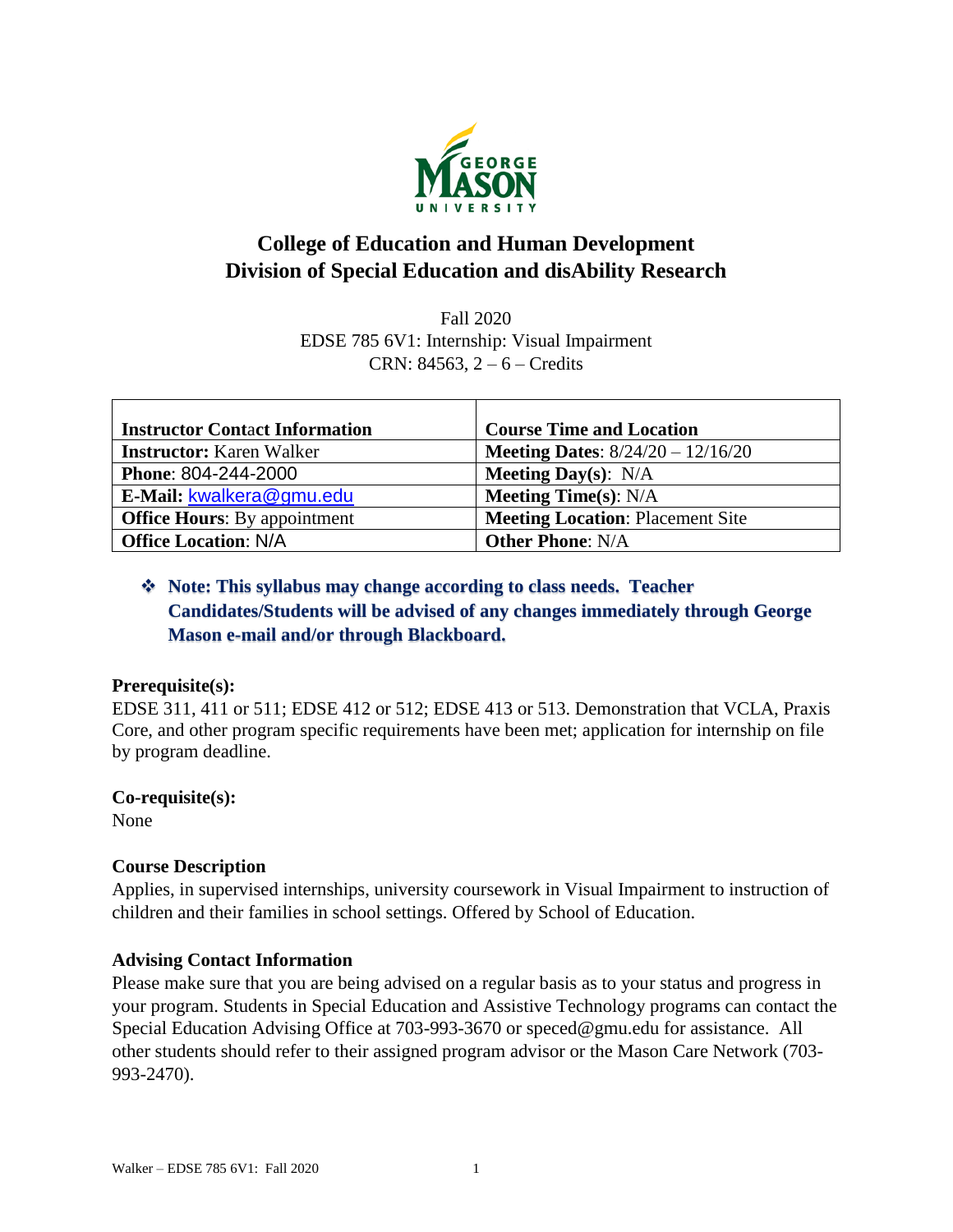# College of Education and Human Development
# Division of Special Education and disAbility Research

Fall 2020
EDSE 785 6V1: Internship: Visual Impairment
CRN: 84563, 2 – 6 – Credits

| Instructor Contact Information | Course Time and Location |
|---|---|
| **Instructor:** Karen Walker | **Meeting Dates**: 8/24/20 – 12/16/20 |
| **Phone**: 804-244-2000 | **Meeting Day(s)**: N/A |
| **E-Mail:** kwalkera@gmu.edu | **Meeting Time(s)**: N/A |
| **Office Hours**: By appointment | **Meeting Location**: Placement Site |
| **Office Location**: N/A | **Other Phone**: N/A |

- **Note: This syllabus may change according to class needs. Teacher Candidates/Students will be advised of any changes immediately through George Mason e-mail and/or through Blackboard.**

**Prerequisite(s):**
EDSE 311, 411 or 511; EDSE 412 or 512; EDSE 413 or 513. Demonstration that VCLA, Praxis Core, and other program specific requirements have been met; application for internship on file by program deadline.

**Co-requisite(s):**
None

**Course Description**
Applies, in supervised internships, university coursework in Visual Impairment to instruction of children and their families in school settings. Offered by School of Education.

**Advising Contact Information**
Please make sure that you are being advised on a regular basis as to your status and progress in your program. Students in Special Education and Assistive Technology programs can contact the Special Education Advising Office at 703-993-3670 or speced@gmu.edu for assistance. All other students should refer to their assigned program advisor or the Mason Care Network (703-993-2470).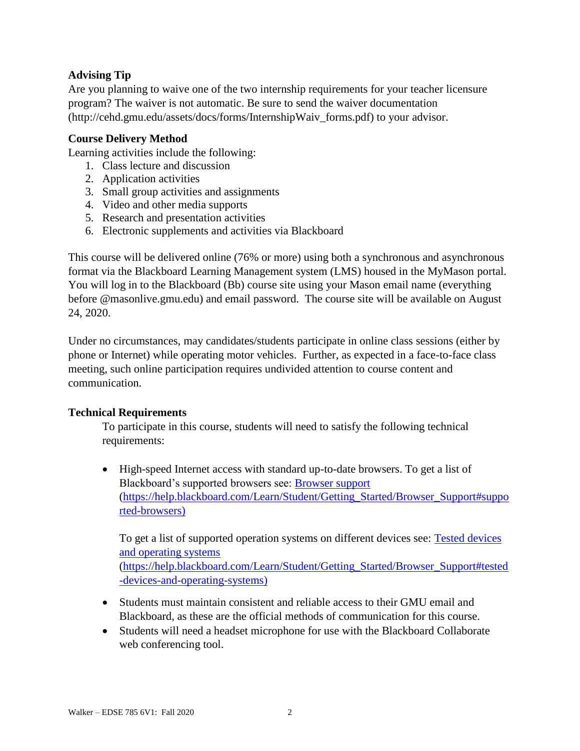**Advising Tip**
Are you planning to waive one of the two internship requirements for your teacher licensure program? The waiver is not automatic. Be sure to send the waiver documentation (http://cehd.gmu.edu/assets/docs/forms/InternshipWaiv_forms.pdf) to your advisor.

**Course Delivery Method**
Learning activities include the following:

1. Class lecture and discussion
2. Application activities
3. Small group activities and assignments
4. Video and other media supports
5. Research and presentation activities
6. Electronic supplements and activities via Blackboard

This course will be delivered online (76% or more) using both a synchronous and asynchronous format via the Blackboard Learning Management system (LMS) housed in the MyMason portal. You will log in to the Blackboard (Bb) course site using your Mason email name (everything before @masonlive.gmu.edu) and email password. The course site will be available on August 24, 2020.

Under no circumstances, may candidates/students participate in online class sessions (either by phone or Internet) while operating motor vehicles. Further, as expected in a face-to-face class meeting, such online participation requires undivided attention to course content and communication.

**Technical Requirements**

To participate in this course, students will need to satisfy the following technical requirements:

- High-speed Internet access with standard up-to-date browsers. To get a list of Blackboard's supported browsers see: Browser support (https://help.blackboard.com/Learn/Student/Getting_Started/Browser_Support#supported-browsers)

  To get a list of supported operation systems on different devices see: Tested devices and operating systems (https://help.blackboard.com/Learn/Student/Getting_Started/Browser_Support#tested-devices-and-operating-systems)

- Students must maintain consistent and reliable access to their GMU email and Blackboard, as these are the official methods of communication for this course.
- Students will need a headset microphone for use with the Blackboard Collaborate web conferencing tool.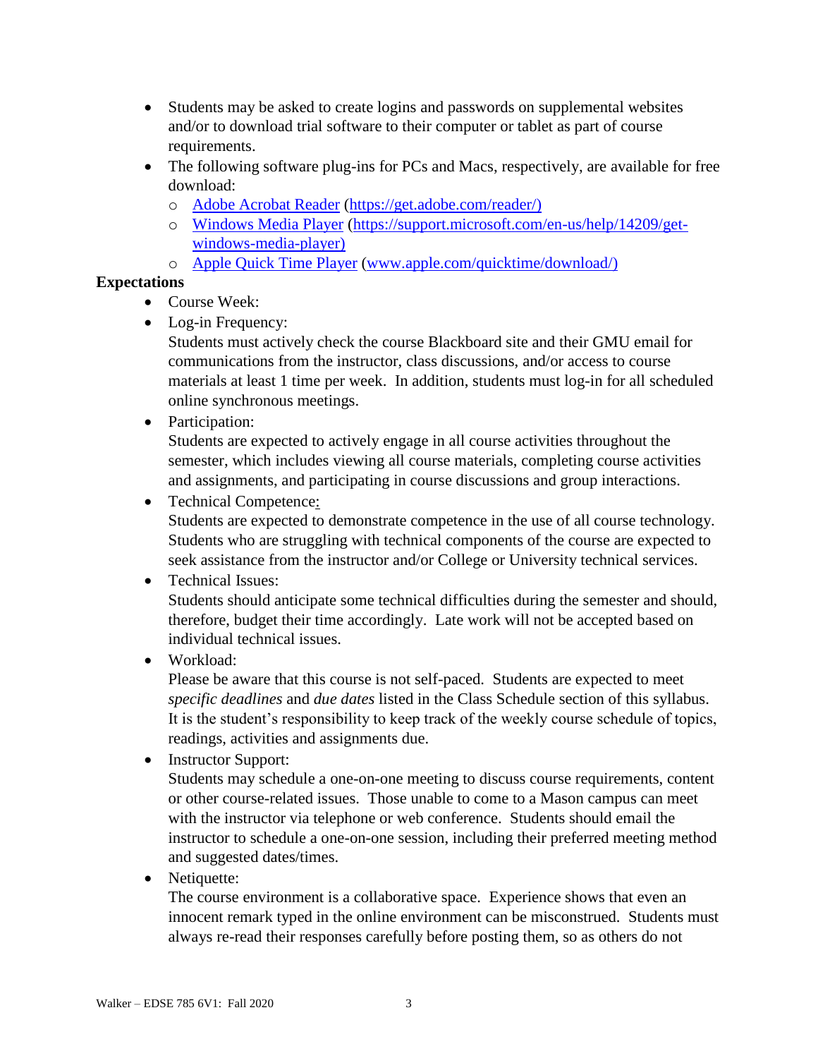- Students may be asked to create logins and passwords on supplemental websites and/or to download trial software to their computer or tablet as part of course requirements.
- The following software plug-ins for PCs and Macs, respectively, are available for free download:
  - [Adobe Acrobat Reader](https://get.adobe.com/reader/) (https://get.adobe.com/reader/)
  - [Windows Media Player](https://support.microsoft.com/en-us/help/14209/get-windows-media-player) (https://support.microsoft.com/en-us/help/14209/get-windows-media-player)
  - [Apple Quick Time Player](www.apple.com/quicktime/download/) (www.apple.com/quicktime/download/)

**Expectations**

- Course Week:
- Log-in Frequency:
  Students must actively check the course Blackboard site and their GMU email for communications from the instructor, class discussions, and/or access to course materials at least 1 time per week. In addition, students must log-in for all scheduled online synchronous meetings.
- Participation:
  Students are expected to actively engage in all course activities throughout the semester, which includes viewing all course materials, completing course activities and assignments, and participating in course discussions and group interactions.
- Technical Competence:
  Students are expected to demonstrate competence in the use of all course technology. Students who are struggling with technical components of the course are expected to seek assistance from the instructor and/or College or University technical services.
- Technical Issues:
  Students should anticipate some technical difficulties during the semester and should, therefore, budget their time accordingly. Late work will not be accepted based on individual technical issues.
- Workload:
  Please be aware that this course is not self-paced. Students are expected to meet *specific deadlines* and *due dates* listed in the Class Schedule section of this syllabus. It is the student's responsibility to keep track of the weekly course schedule of topics, readings, activities and assignments due.
- Instructor Support:
  Students may schedule a one-on-one meeting to discuss course requirements, content or other course-related issues. Those unable to come to a Mason campus can meet with the instructor via telephone or web conference. Students should email the instructor to schedule a one-on-one session, including their preferred meeting method and suggested dates/times.
- Netiquette:
  The course environment is a collaborative space. Experience shows that even an innocent remark typed in the online environment can be misconstrued. Students must always re-read their responses carefully before posting them, so as others do not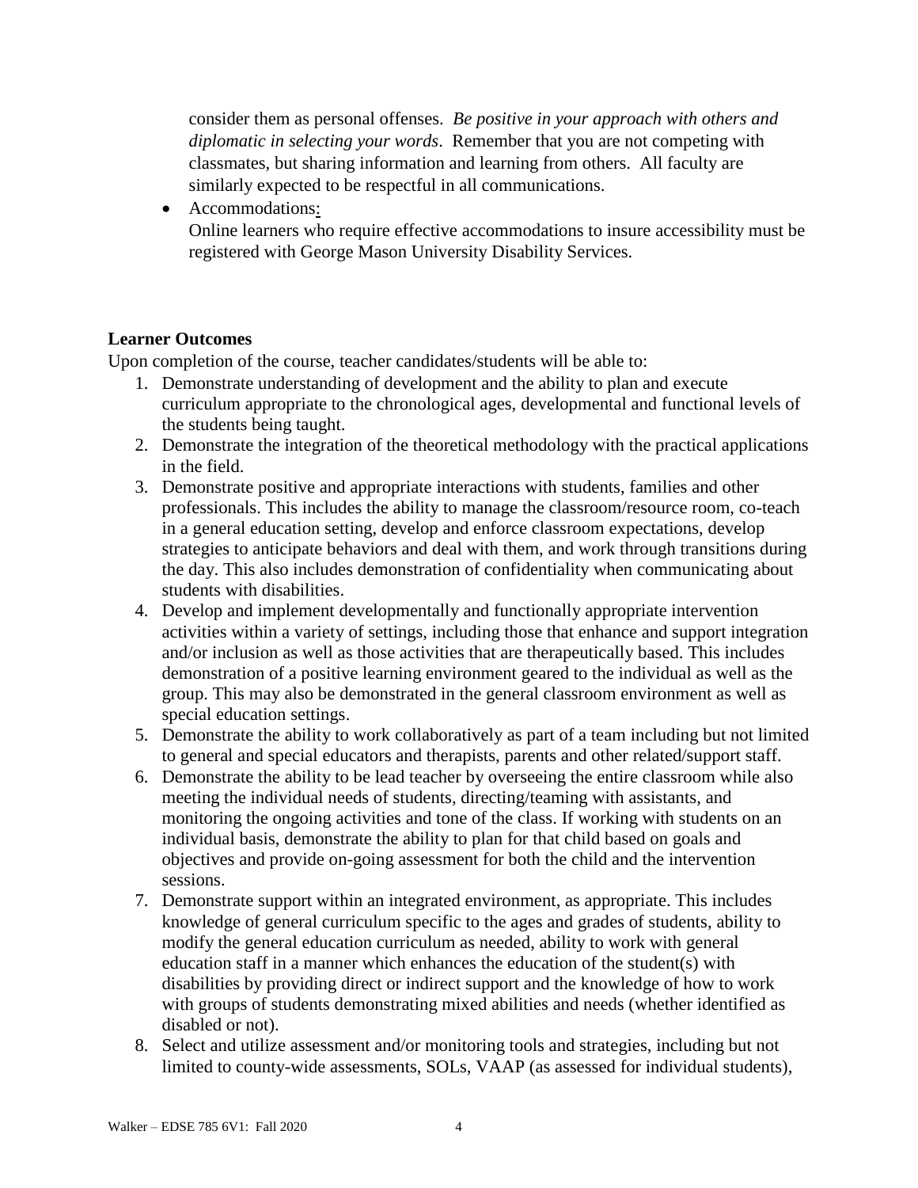consider them as personal offenses. *Be positive in your approach with others and diplomatic in selecting your words*. Remember that you are not competing with classmates, but sharing information and learning from others. All faculty are similarly expected to be respectful in all communications.

- Accommodations:
  Online learners who require effective accommodations to insure accessibility must be registered with George Mason University Disability Services.

**Learner Outcomes**

Upon completion of the course, teacher candidates/students will be able to:

1. Demonstrate understanding of development and the ability to plan and execute curriculum appropriate to the chronological ages, developmental and functional levels of the students being taught.
2. Demonstrate the integration of the theoretical methodology with the practical applications in the field.
3. Demonstrate positive and appropriate interactions with students, families and other professionals. This includes the ability to manage the classroom/resource room, co-teach in a general education setting, develop and enforce classroom expectations, develop strategies to anticipate behaviors and deal with them, and work through transitions during the day. This also includes demonstration of confidentiality when communicating about students with disabilities.
4. Develop and implement developmentally and functionally appropriate intervention activities within a variety of settings, including those that enhance and support integration and/or inclusion as well as those activities that are therapeutically based. This includes demonstration of a positive learning environment geared to the individual as well as the group. This may also be demonstrated in the general classroom environment as well as special education settings.
5. Demonstrate the ability to work collaboratively as part of a team including but not limited to general and special educators and therapists, parents and other related/support staff.
6. Demonstrate the ability to be lead teacher by overseeing the entire classroom while also meeting the individual needs of students, directing/teaming with assistants, and monitoring the ongoing activities and tone of the class. If working with students on an individual basis, demonstrate the ability to plan for that child based on goals and objectives and provide on-going assessment for both the child and the intervention sessions.
7. Demonstrate support within an integrated environment, as appropriate. This includes knowledge of general curriculum specific to the ages and grades of students, ability to modify the general education curriculum as needed, ability to work with general education staff in a manner which enhances the education of the student(s) with disabilities by providing direct or indirect support and the knowledge of how to work with groups of students demonstrating mixed abilities and needs (whether identified as disabled or not).
8. Select and utilize assessment and/or monitoring tools and strategies, including but not limited to county-wide assessments, SOLs, VAAP (as assessed for individual students),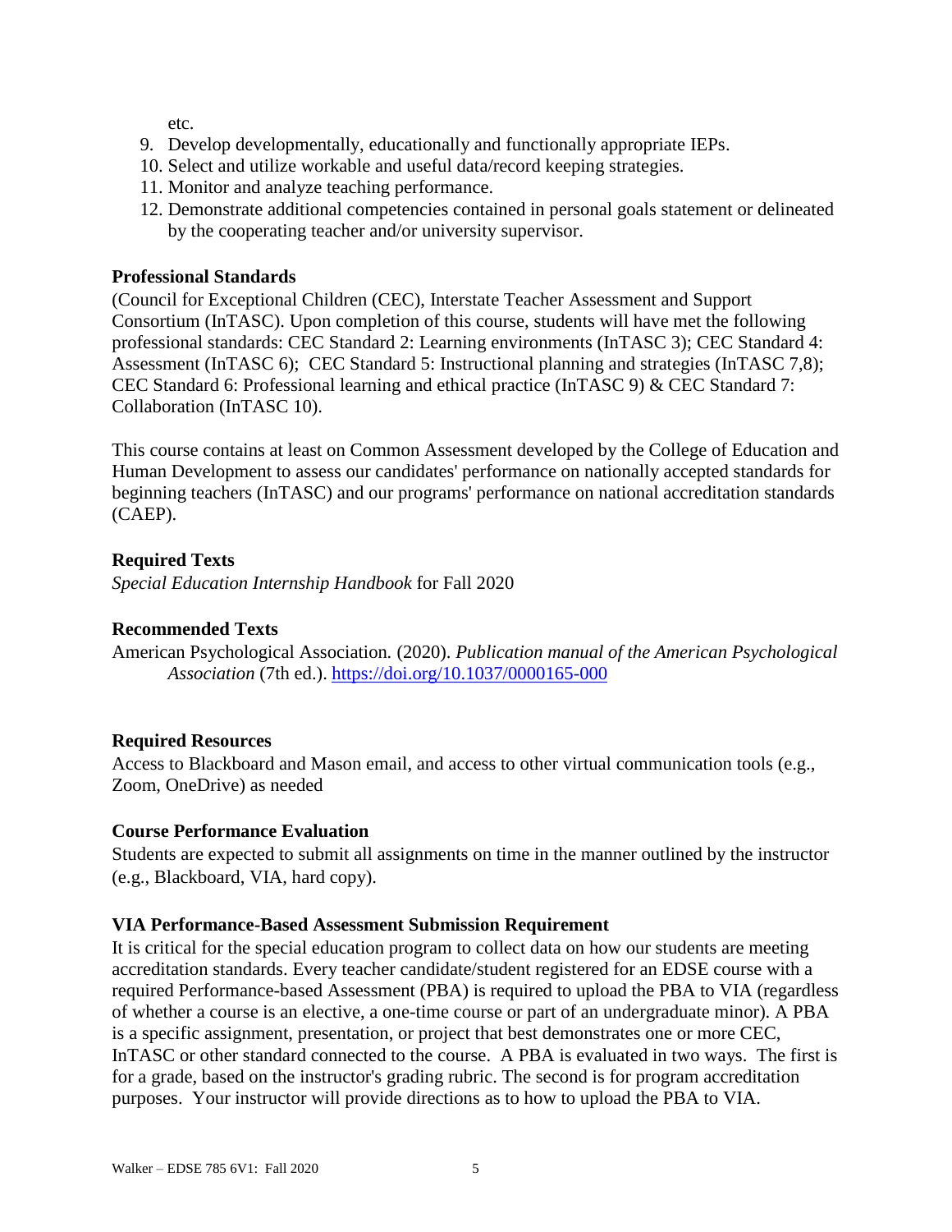etc.

9. Develop developmentally, educationally and functionally appropriate IEPs.
10. Select and utilize workable and useful data/record keeping strategies.
11. Monitor and analyze teaching performance.
12. Demonstrate additional competencies contained in personal goals statement or delineated by the cooperating teacher and/or university supervisor.

**Professional Standards**

(Council for Exceptional Children (CEC), Interstate Teacher Assessment and Support Consortium (InTASC). Upon completion of this course, students will have met the following professional standards: CEC Standard 2: Learning environments (InTASC 3); CEC Standard 4: Assessment (InTASC 6); CEC Standard 5: Instructional planning and strategies (InTASC 7,8); CEC Standard 6: Professional learning and ethical practice (InTASC 9) & CEC Standard 7: Collaboration (InTASC 10).

This course contains at least on Common Assessment developed by the College of Education and Human Development to assess our candidates' performance on nationally accepted standards for beginning teachers (InTASC) and our programs' performance on national accreditation standards (CAEP).

**Required Texts**

*Special Education Internship Handbook* for Fall 2020

**Recommended Texts**

American Psychological Association. (2020). *Publication manual of the American Psychological Association* (7th ed.). https://doi.org/10.1037/0000165-000

**Required Resources**

Access to Blackboard and Mason email, and access to other virtual communication tools (e.g., Zoom, OneDrive) as needed

**Course Performance Evaluation**

Students are expected to submit all assignments on time in the manner outlined by the instructor (e.g., Blackboard, VIA, hard copy).

**VIA Performance-Based Assessment Submission Requirement**

It is critical for the special education program to collect data on how our students are meeting accreditation standards. Every teacher candidate/student registered for an EDSE course with a required Performance-based Assessment (PBA) is required to upload the PBA to VIA (regardless of whether a course is an elective, a one-time course or part of an undergraduate minor). A PBA is a specific assignment, presentation, or project that best demonstrates one or more CEC, InTASC or other standard connected to the course. A PBA is evaluated in two ways. The first is for a grade, based on the instructor's grading rubric. The second is for program accreditation purposes. Your instructor will provide directions as to how to upload the PBA to VIA.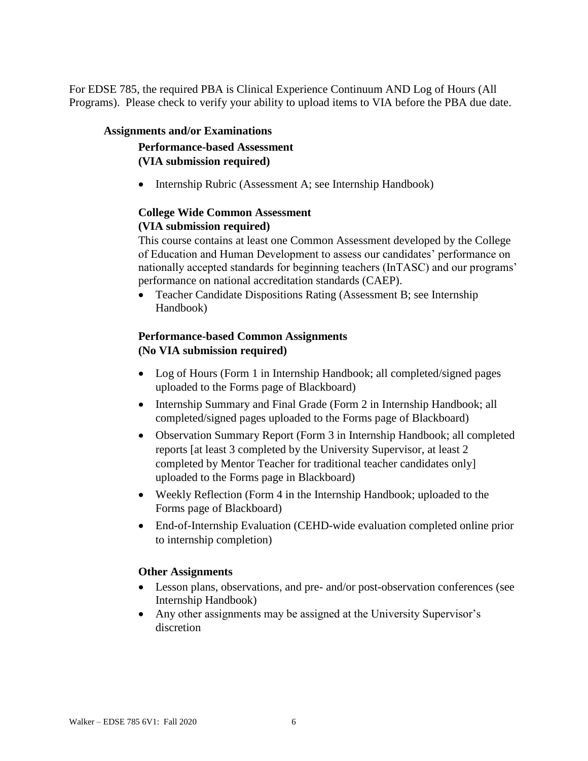For EDSE 785, the required PBA is Clinical Experience Continuum AND Log of Hours (All Programs). Please check to verify your ability to upload items to VIA before the PBA due date.

### Assignments and/or Examinations

#### Performance-based Assessment
#### (VIA submission required)

- Internship Rubric (Assessment A; see Internship Handbook)

#### College Wide Common Assessment
#### (VIA submission required)

This course contains at least one Common Assessment developed by the College of Education and Human Development to assess our candidates' performance on nationally accepted standards for beginning teachers (InTASC) and our programs' performance on national accreditation standards (CAEP).

- Teacher Candidate Dispositions Rating (Assessment B; see Internship Handbook)

#### Performance-based Common Assignments
#### (No VIA submission required)

- Log of Hours (Form 1 in Internship Handbook; all completed/signed pages uploaded to the Forms page of Blackboard)
- Internship Summary and Final Grade (Form 2 in Internship Handbook; all completed/signed pages uploaded to the Forms page of Blackboard)
- Observation Summary Report (Form 3 in Internship Handbook; all completed reports [at least 3 completed by the University Supervisor, at least 2 completed by Mentor Teacher for traditional teacher candidates only] uploaded to the Forms page in Blackboard)
- Weekly Reflection (Form 4 in the Internship Handbook; uploaded to the Forms page of Blackboard)
- End-of-Internship Evaluation (CEHD-wide evaluation completed online prior to internship completion)

#### Other Assignments

- Lesson plans, observations, and pre- and/or post-observation conferences (see Internship Handbook)
- Any other assignments may be assigned at the University Supervisor's discretion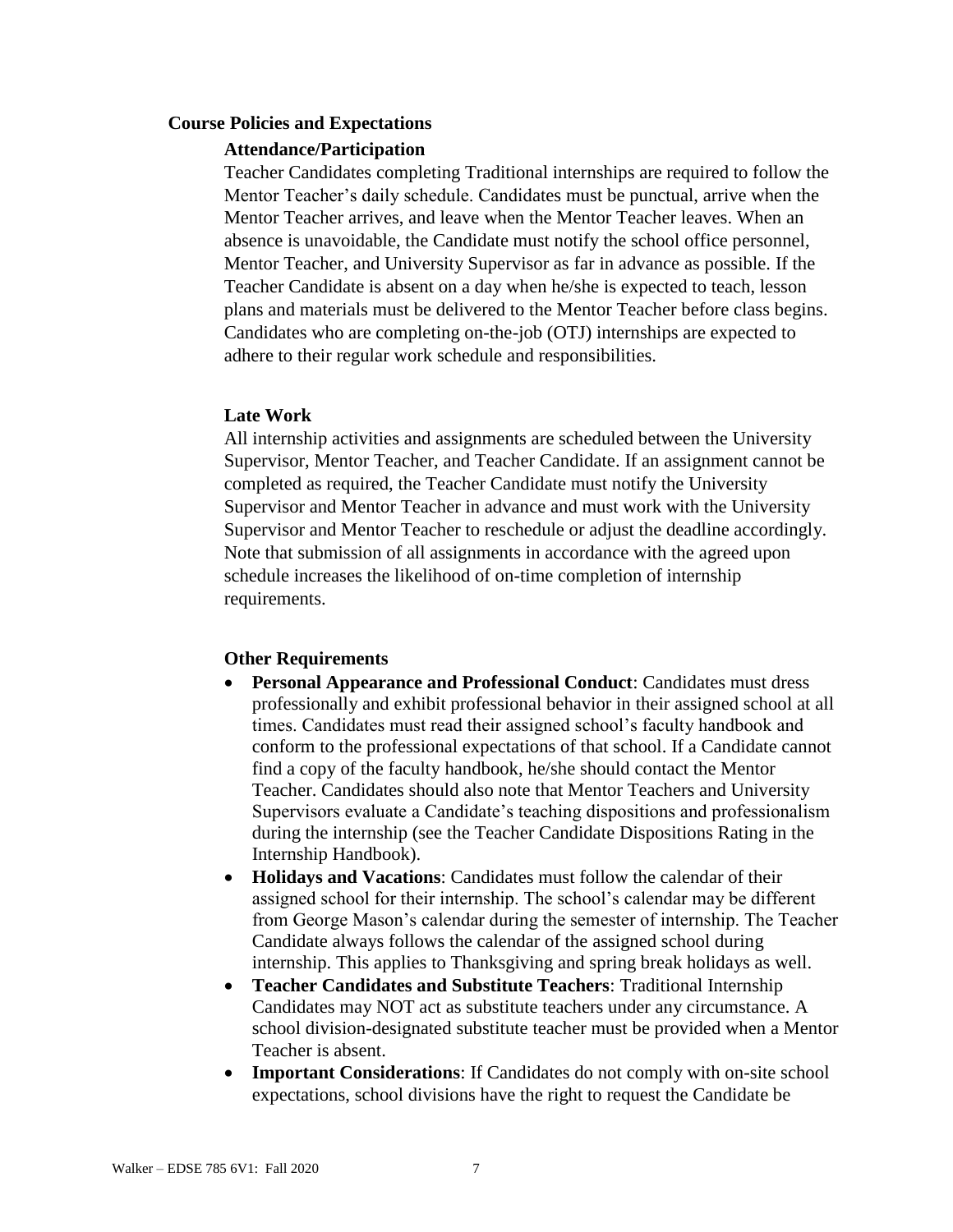## Course Policies and Expectations

### Attendance/Participation

Teacher Candidates completing Traditional internships are required to follow the Mentor Teacher's daily schedule. Candidates must be punctual, arrive when the Mentor Teacher arrives, and leave when the Mentor Teacher leaves. When an absence is unavoidable, the Candidate must notify the school office personnel, Mentor Teacher, and University Supervisor as far in advance as possible. If the Teacher Candidate is absent on a day when he/she is expected to teach, lesson plans and materials must be delivered to the Mentor Teacher before class begins. Candidates who are completing on-the-job (OTJ) internships are expected to adhere to their regular work schedule and responsibilities.

### Late Work

All internship activities and assignments are scheduled between the University Supervisor, Mentor Teacher, and Teacher Candidate. If an assignment cannot be completed as required, the Teacher Candidate must notify the University Supervisor and Mentor Teacher in advance and must work with the University Supervisor and Mentor Teacher to reschedule or adjust the deadline accordingly. Note that submission of all assignments in accordance with the agreed upon schedule increases the likelihood of on-time completion of internship requirements.

### Other Requirements

- **Personal Appearance and Professional Conduct**: Candidates must dress professionally and exhibit professional behavior in their assigned school at all times. Candidates must read their assigned school's faculty handbook and conform to the professional expectations of that school. If a Candidate cannot find a copy of the faculty handbook, he/she should contact the Mentor Teacher. Candidates should also note that Mentor Teachers and University Supervisors evaluate a Candidate's teaching dispositions and professionalism during the internship (see the Teacher Candidate Dispositions Rating in the Internship Handbook).
- **Holidays and Vacations**: Candidates must follow the calendar of their assigned school for their internship. The school's calendar may be different from George Mason's calendar during the semester of internship. The Teacher Candidate always follows the calendar of the assigned school during internship. This applies to Thanksgiving and spring break holidays as well.
- **Teacher Candidates and Substitute Teachers**: Traditional Internship Candidates may NOT act as substitute teachers under any circumstance. A school division-designated substitute teacher must be provided when a Mentor Teacher is absent.
- **Important Considerations**: If Candidates do not comply with on-site school expectations, school divisions have the right to request the Candidate be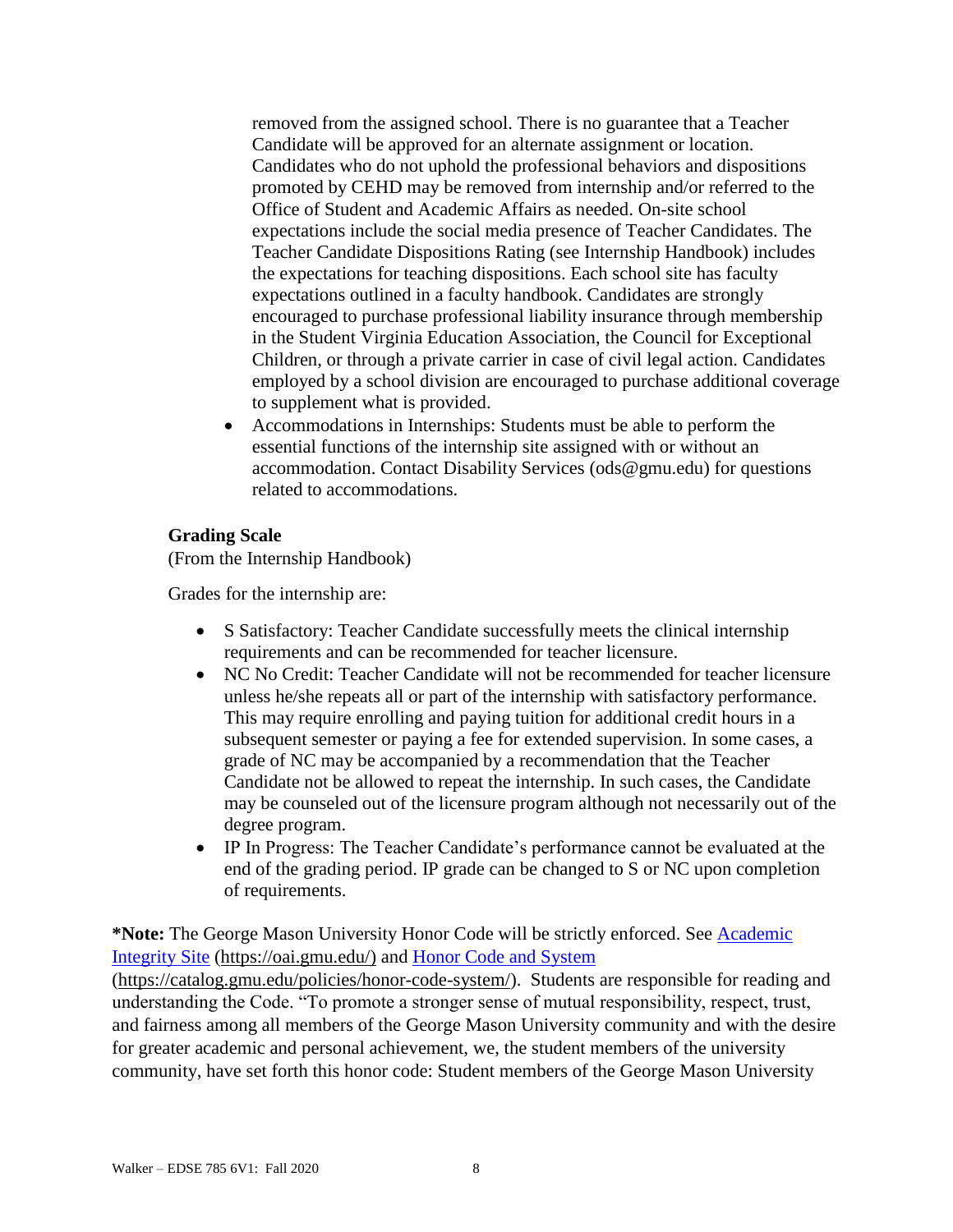removed from the assigned school. There is no guarantee that a Teacher Candidate will be approved for an alternate assignment or location. Candidates who do not uphold the professional behaviors and dispositions promoted by CEHD may be removed from internship and/or referred to the Office of Student and Academic Affairs as needed. On-site school expectations include the social media presence of Teacher Candidates. The Teacher Candidate Dispositions Rating (see Internship Handbook) includes the expectations for teaching dispositions. Each school site has faculty expectations outlined in a faculty handbook. Candidates are strongly encouraged to purchase professional liability insurance through membership in the Student Virginia Education Association, the Council for Exceptional Children, or through a private carrier in case of civil legal action. Candidates employed by a school division are encouraged to purchase additional coverage to supplement what is provided.

- Accommodations in Internships: Students must be able to perform the essential functions of the internship site assigned with or without an accommodation. Contact Disability Services (ods@gmu.edu) for questions related to accommodations.

**Grading Scale**

(From the Internship Handbook)

Grades for the internship are:

- S Satisfactory: Teacher Candidate successfully meets the clinical internship requirements and can be recommended for teacher licensure.
- NC No Credit: Teacher Candidate will not be recommended for teacher licensure unless he/she repeats all or part of the internship with satisfactory performance. This may require enrolling and paying tuition for additional credit hours in a subsequent semester or paying a fee for extended supervision. In some cases, a grade of NC may be accompanied by a recommendation that the Teacher Candidate not be allowed to repeat the internship. In such cases, the Candidate may be counseled out of the licensure program although not necessarily out of the degree program.
- IP In Progress: The Teacher Candidate's performance cannot be evaluated at the end of the grading period. IP grade can be changed to S or NC upon completion of requirements.

***Note:** The George Mason University Honor Code will be strictly enforced. See [Academic Integrity Site](https://oai.gmu.edu/) (https://oai.gmu.edu/) and [Honor Code and System](https://catalog.gmu.edu/policies/honor-code-system/) (https://catalog.gmu.edu/policies/honor-code-system/). Students are responsible for reading and understanding the Code. "To promote a stronger sense of mutual responsibility, respect, trust, and fairness among all members of the George Mason University community and with the desire for greater academic and personal achievement, we, the student members of the university community, have set forth this honor code: Student members of the George Mason University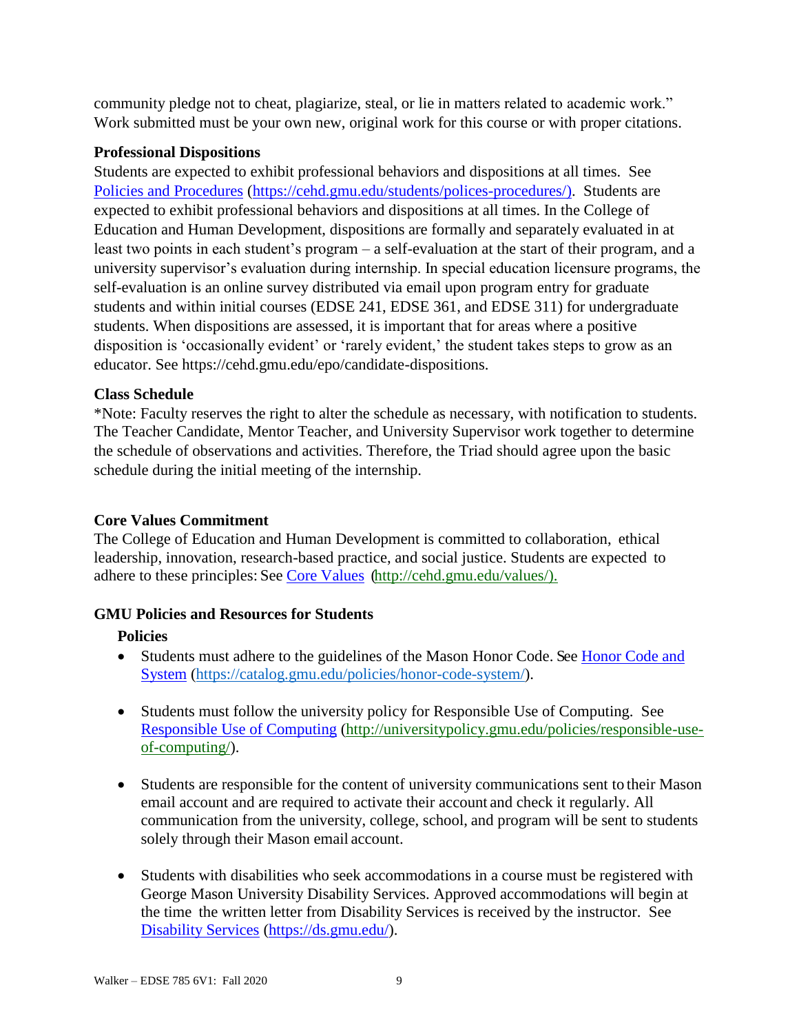community pledge not to cheat, plagiarize, steal, or lie in matters related to academic work." Work submitted must be your own new, original work for this course or with proper citations.

**Professional Dispositions**

Students are expected to exhibit professional behaviors and dispositions at all times. See [Policies and Procedures](https://cehd.gmu.edu/students/polices-procedures/) (https://cehd.gmu.edu/students/polices-procedures/). Students are expected to exhibit professional behaviors and dispositions at all times. In the College of Education and Human Development, dispositions are formally and separately evaluated in at least two points in each student's program – a self-evaluation at the start of their program, and a university supervisor's evaluation during internship. In special education licensure programs, the self-evaluation is an online survey distributed via email upon program entry for graduate students and within initial courses (EDSE 241, EDSE 361, and EDSE 311) for undergraduate students. When dispositions are assessed, it is important that for areas where a positive disposition is 'occasionally evident' or 'rarely evident,' the student takes steps to grow as an educator. See https://cehd.gmu.edu/epo/candidate-dispositions.

**Class Schedule**

*Note: Faculty reserves the right to alter the schedule as necessary, with notification to students. The Teacher Candidate, Mentor Teacher, and University Supervisor work together to determine the schedule of observations and activities. Therefore, the Triad should agree upon the basic schedule during the initial meeting of the internship.

**Core Values Commitment**

The College of Education and Human Development is committed to collaboration, ethical leadership, innovation, research-based practice, and social justice. Students are expected to adhere to these principles: See [Core Values](http://cehd.gmu.edu/values/) (http://cehd.gmu.edu/values/).

**GMU Policies and Resources for Students**

**Policies**

- Students must adhere to the guidelines of the Mason Honor Code. See [Honor Code and System](https://catalog.gmu.edu/policies/honor-code-system/) (https://catalog.gmu.edu/policies/honor-code-system/).

- Students must follow the university policy for Responsible Use of Computing. See [Responsible Use of Computing](http://universitypolicy.gmu.edu/policies/responsible-use-of-computing/) (http://universitypolicy.gmu.edu/policies/responsible-use-of-computing/).

- Students are responsible for the content of university communications sent to their Mason email account and are required to activate their account and check it regularly. All communication from the university, college, school, and program will be sent to students solely through their Mason email account.

- Students with disabilities who seek accommodations in a course must be registered with George Mason University Disability Services. Approved accommodations will begin at the time the written letter from Disability Services is received by the instructor. See [Disability Services](https://ds.gmu.edu/) (https://ds.gmu.edu/).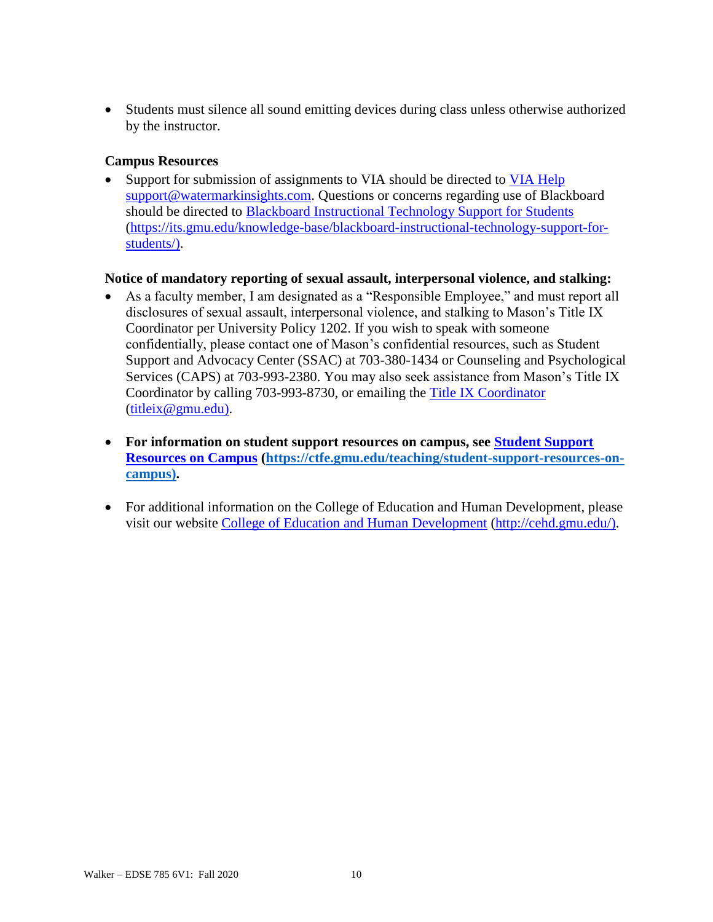- Students must silence all sound emitting devices during class unless otherwise authorized by the instructor.

**Campus Resources**

- Support for submission of assignments to VIA should be directed to [VIA Help](mailto:support@watermarkinsights.com) support@watermarkinsights.com. Questions or concerns regarding use of Blackboard should be directed to [Blackboard Instructional Technology Support for Students](https://its.gmu.edu/knowledge-base/blackboard-instructional-technology-support-for-students/) (https://its.gmu.edu/knowledge-base/blackboard-instructional-technology-support-for-students/).

**Notice of mandatory reporting of sexual assault, interpersonal violence, and stalking:**

- As a faculty member, I am designated as a "Responsible Employee," and must report all disclosures of sexual assault, interpersonal violence, and stalking to Mason's Title IX Coordinator per University Policy 1202. If you wish to speak with someone confidentially, please contact one of Mason's confidential resources, such as Student Support and Advocacy Center (SSAC) at 703-380-1434 or Counseling and Psychological Services (CAPS) at 703-993-2380. You may also seek assistance from Mason's Title IX Coordinator by calling 703-993-8730, or emailing the [Title IX Coordinator](mailto:titleix@gmu.edu) (titleix@gmu.edu).

- **For information on student support resources on campus, see [Student Support Resources on Campus](https://ctfe.gmu.edu/teaching/student-support-resources-on-campus) (https://ctfe.gmu.edu/teaching/student-support-resources-on-campus).**

- For additional information on the College of Education and Human Development, please visit our website [College of Education and Human Development](http://cehd.gmu.edu/) (http://cehd.gmu.edu/).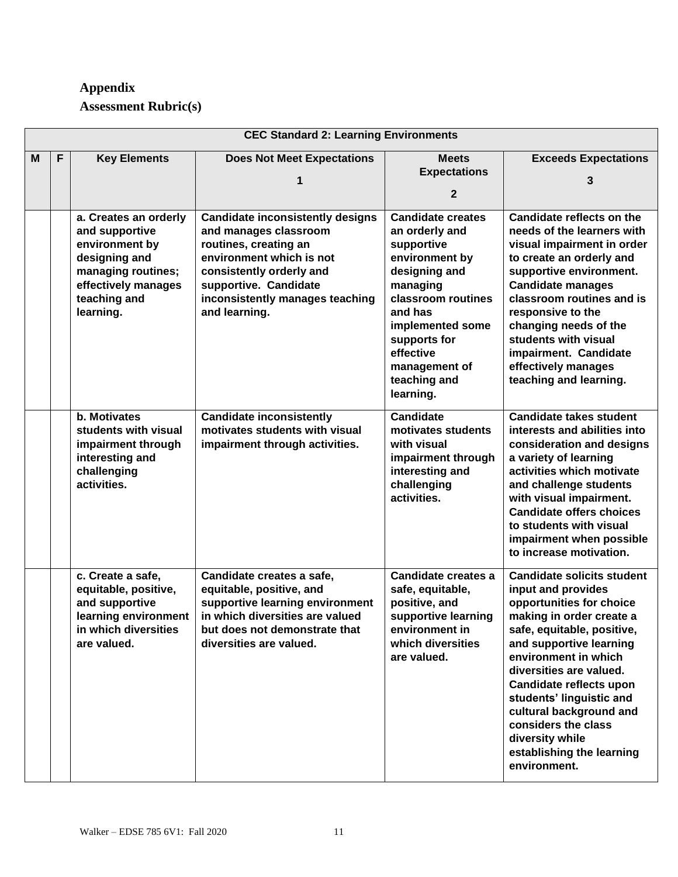**Appendix**

**Assessment Rubric(s)**

| **CEC Standard 2: Learning Environments** | | | | | |
|---|---|---|---|---|---|
| **M** | **F** | **Key Elements** | **Does Not Meet Expectations 1** | **Meets Expectations 2** | **Exceeds Expectations 3** |
| | | **a. Creates an orderly and supportive environment by designing and managing routines; effectively manages teaching and learning.** | **Candidate inconsistently designs and manages classroom routines, creating an environment which is not consistently orderly and supportive. Candidate inconsistently manages teaching and learning.** | **Candidate creates an orderly and supportive environment by designing and managing classroom routines and has implemented some supports for effective management of teaching and learning.** | **Candidate reflects on the needs of the learners with visual impairment in order to create an orderly and supportive environment. Candidate manages classroom routines and is responsive to the changing needs of the students with visual impairment. Candidate effectively manages teaching and learning.** |
| | | **b. Motivates students with visual impairment through interesting and challenging activities.** | **Candidate inconsistently motivates students with visual impairment through activities.** | **Candidate motivates students with visual impairment through interesting and challenging activities.** | **Candidate takes student interests and abilities into consideration and designs a variety of learning activities which motivate and challenge students with visual impairment. Candidate offers choices to students with visual impairment when possible to increase motivation.** |
| | | **c. Create a safe, equitable, positive, and supportive learning environment in which diversities are valued.** | **Candidate creates a safe, equitable, positive, and supportive learning environment in which diversities are valued but does not demonstrate that diversities are valued.** | **Candidate creates a safe, equitable, positive, and supportive learning environment in which diversities are valued.** | **Candidate solicits student input and provides opportunities for choice making in order create a safe, equitable, positive, and supportive learning environment in which diversities are valued. Candidate reflects upon students' linguistic and cultural background and considers the class diversity while establishing the learning environment.** |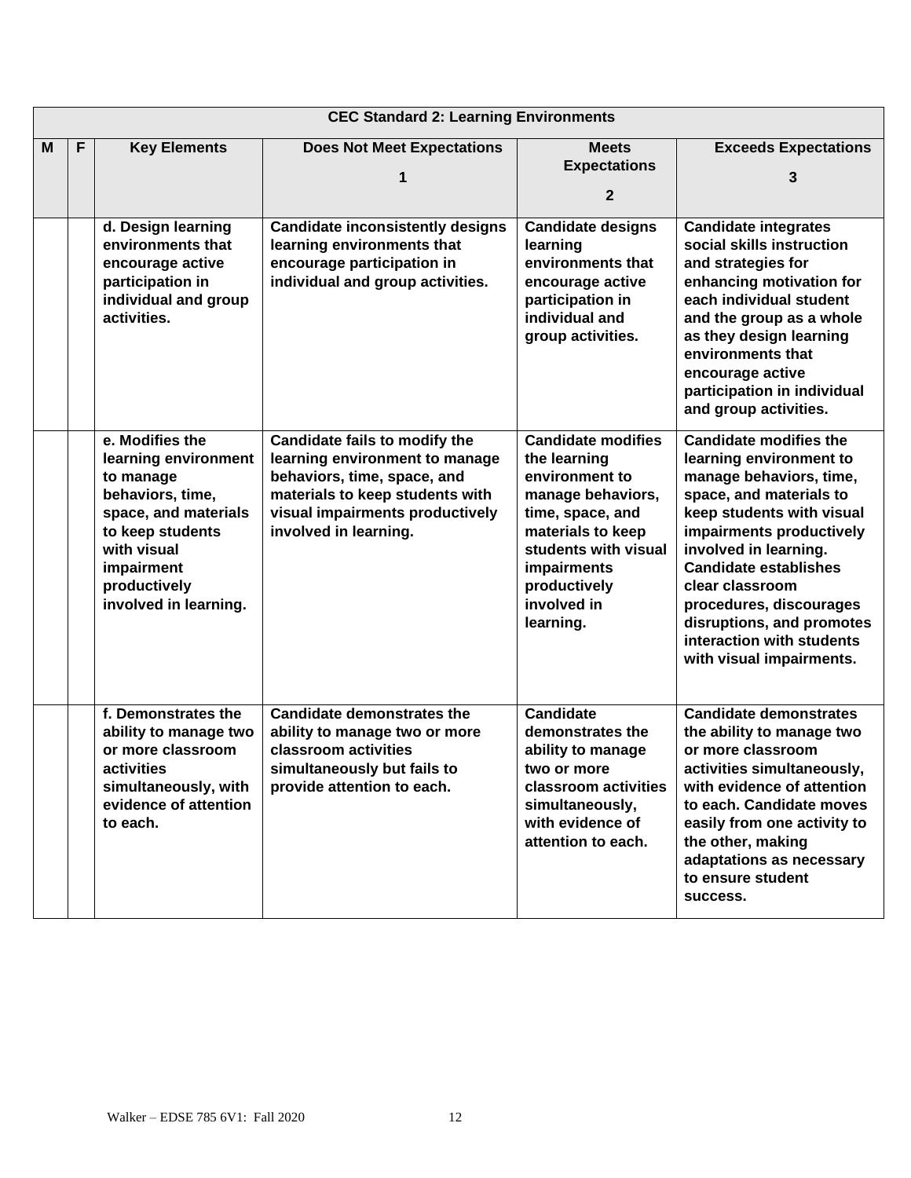| CEC Standard 2: Learning Environments | | | | | |
|---|---|---|---|---|---|
| **M** | **F** | **Key Elements** | **Does Not Meet Expectations 1** | **Meets Expectations 2** | **Exceeds Expectations 3** |
| | | **d. Design learning environments that encourage active participation in individual and group activities.** | **Candidate inconsistently designs learning environments that encourage participation in individual and group activities.** | **Candidate designs learning environments that encourage active participation in individual and group activities.** | **Candidate integrates social skills instruction and strategies for enhancing motivation for each individual student and the group as a whole as they design learning environments that encourage active participation in individual and group activities.** |
| | | **e. Modifies the learning environment to manage behaviors, time, space, and materials to keep students with visual impairment productively involved in learning.** | **Candidate fails to modify the learning environment to manage behaviors, time, space, and materials to keep students with visual impairments productively involved in learning.** | **Candidate modifies the learning environment to manage behaviors, time, space, and materials to keep students with visual impairments productively involved in learning.** | **Candidate modifies the learning environment to manage behaviors, time, space, and materials to keep students with visual impairments productively involved in learning. Candidate establishes clear classroom procedures, discourages disruptions, and promotes interaction with students with visual impairments.** |
| | | **f. Demonstrates the ability to manage two or more classroom activities simultaneously, with evidence of attention to each.** | **Candidate demonstrates the ability to manage two or more classroom activities simultaneously but fails to provide attention to each.** | **Candidate demonstrates the ability to manage two or more classroom activities simultaneously, with evidence of attention to each.** | **Candidate demonstrates the ability to manage two or more classroom activities simultaneously, with evidence of attention to each. Candidate moves easily from one activity to the other, making adaptations as necessary to ensure student success.** |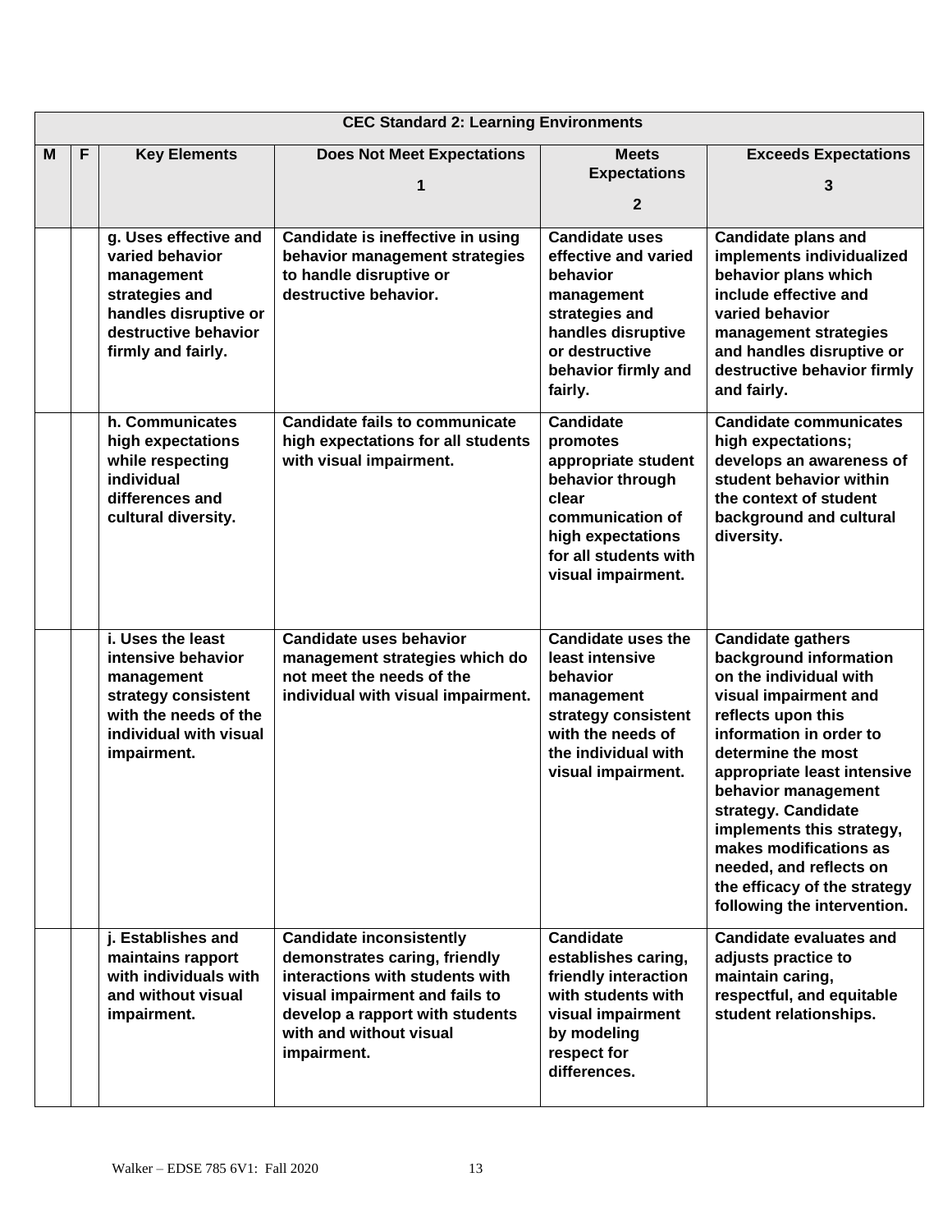| CEC Standard 2: Learning Environments | | | | | |
|---|---|---|---|---|---|
| **M** | **F** | **Key Elements** | **Does Not Meet Expectations 1** | **Meets Expectations 2** | **Exceeds Expectations 3** |
| | | **g. Uses effective and varied behavior management strategies and handles disruptive or destructive behavior firmly and fairly.** | **Candidate is ineffective in using behavior management strategies to handle disruptive or destructive behavior.** | **Candidate uses effective and varied behavior management strategies and handles disruptive or destructive behavior firmly and fairly.** | **Candidate plans and implements individualized behavior plans which include effective and varied behavior management strategies and handles disruptive or destructive behavior firmly and fairly.** |
| | | **h. Communicates high expectations while respecting individual differences and cultural diversity.** | **Candidate fails to communicate high expectations for all students with visual impairment.** | **Candidate promotes appropriate student behavior through clear communication of high expectations for all students with visual impairment.** | **Candidate communicates high expectations; develops an awareness of student behavior within the context of student background and cultural diversity.** |
| | | **i. Uses the least intensive behavior management strategy consistent with the needs of the individual with visual impairment.** | **Candidate uses behavior management strategies which do not meet the needs of the individual with visual impairment.** | **Candidate uses the least intensive behavior management strategy consistent with the needs of the individual with visual impairment.** | **Candidate gathers background information on the individual with visual impairment and reflects upon this information in order to determine the most appropriate least intensive behavior management strategy. Candidate implements this strategy, makes modifications as needed, and reflects on the efficacy of the strategy following the intervention.** |
| | | **j. Establishes and maintains rapport with individuals with and without visual impairment.** | **Candidate inconsistently demonstrates caring, friendly interactions with students with visual impairment and fails to develop a rapport with students with and without visual impairment.** | **Candidate establishes caring, friendly interaction with students with visual impairment by modeling respect for differences.** | **Candidate evaluates and adjusts practice to maintain caring, respectful, and equitable student relationships.** |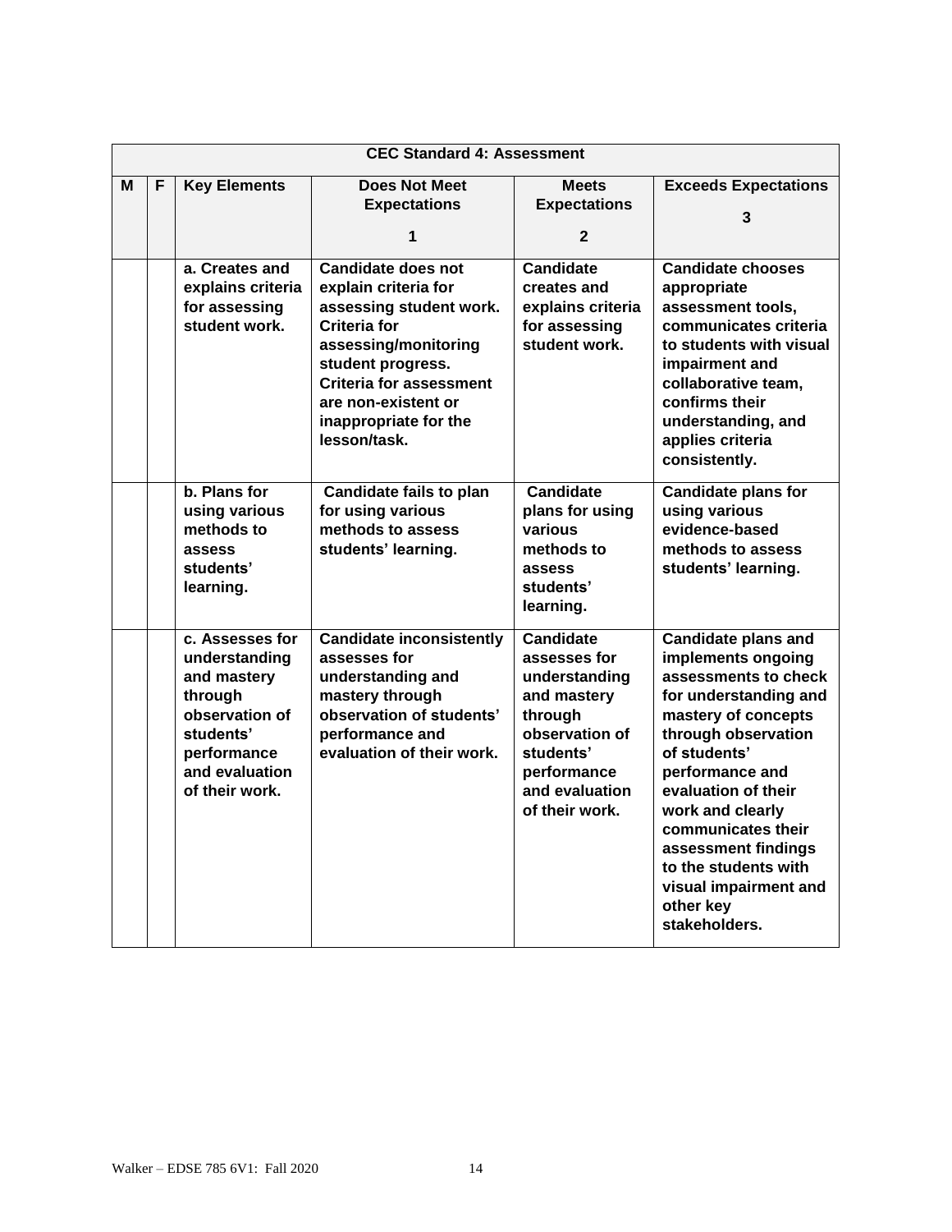| CEC Standard 4: Assessment | | | | | |
|---|---|---|---|---|---|
| **M** | **F** | **Key Elements** | **Does Not Meet Expectations 1** | **Meets Expectations 2** | **Exceeds Expectations 3** |
| | | **a. Creates and explains criteria for assessing student work.** | **Candidate does not explain criteria for assessing student work. Criteria for assessing/monitoring student progress. Criteria for assessment are non-existent or inappropriate for the lesson/task.** | **Candidate creates and explains criteria for assessing student work.** | **Candidate chooses appropriate assessment tools, communicates criteria to students with visual impairment and collaborative team, confirms their understanding, and applies criteria consistently.** |
| | | **b. Plans for using various methods to assess students' learning.** | **Candidate fails to plan for using various methods to assess students' learning.** | **Candidate plans for using various methods to assess students' learning.** | **Candidate plans for using various evidence-based methods to assess students' learning.** |
| | | **c. Assesses for understanding and mastery through observation of students' performance and evaluation of their work.** | **Candidate inconsistently assesses for understanding and mastery through observation of students' performance and evaluation of their work.** | **Candidate assesses for understanding and mastery through observation of students' performance and evaluation of their work.** | **Candidate plans and implements ongoing assessments to check for understanding and mastery of concepts through observation of students' performance and evaluation of their work and clearly communicates their assessment findings to the students with visual impairment and other key stakeholders.** |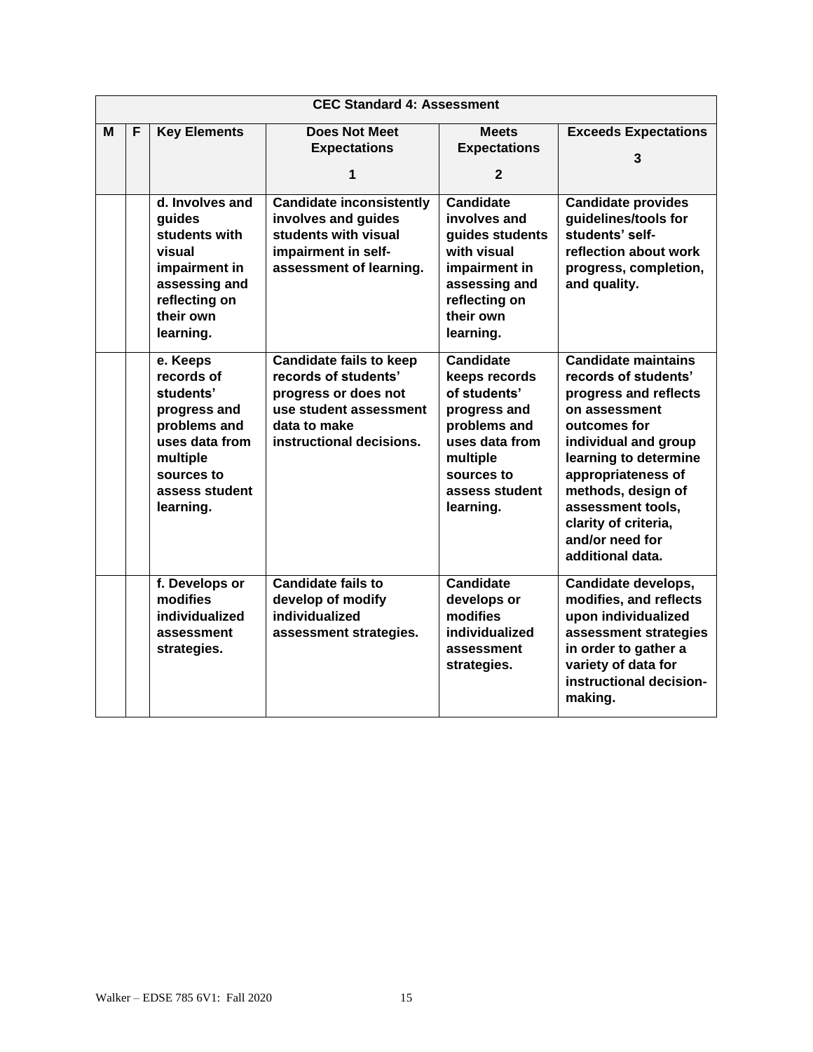| CEC Standard 4: Assessment | | | | | |
|---|---|---|---|---|---|
| **M** | **F** | **Key Elements** | **Does Not Meet Expectations 1** | **Meets Expectations 2** | **Exceeds Expectations 3** |
| | | **d. Involves and guides students with visual impairment in assessing and reflecting on their own learning.** | **Candidate inconsistently involves and guides students with visual impairment in self-assessment of learning.** | **Candidate involves and guides students with visual impairment in assessing and reflecting on their own learning.** | **Candidate provides guidelines/tools for students' self-reflection about work progress, completion, and quality.** |
| | | **e. Keeps records of students' progress and problems and uses data from multiple sources to assess student learning.** | **Candidate fails to keep records of students' progress or does not use student assessment data to make instructional decisions.** | **Candidate keeps records of students' progress and problems and uses data from multiple sources to assess student learning.** | **Candidate maintains records of students' progress and reflects on assessment outcomes for individual and group learning to determine appropriateness of methods, design of assessment tools, clarity of criteria, and/or need for additional data.** |
| | | **f. Develops or modifies individualized assessment strategies.** | **Candidate fails to develop of modify individualized assessment strategies.** | **Candidate develops or modifies individualized assessment strategies.** | **Candidate develops, modifies, and reflects upon individualized assessment strategies in order to gather a variety of data for instructional decision-making.** |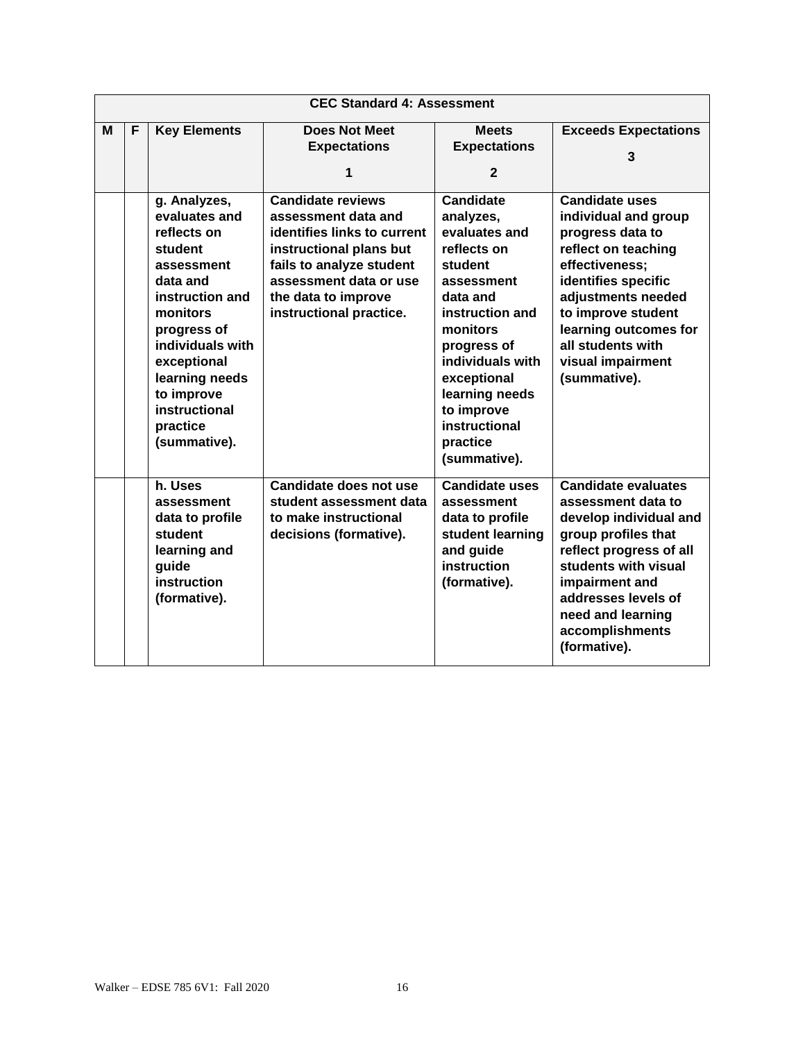| CEC Standard 4: Assessment | | | | | |
|---|---|---|---|---|---|
| **M** | **F** | **Key Elements** | **Does Not Meet Expectations 1** | **Meets Expectations 2** | **Exceeds Expectations 3** |
| | | **g. Analyzes, evaluates and reflects on student assessment data and instruction and monitors progress of individuals with exceptional learning needs to improve instructional practice (summative).** | **Candidate reviews assessment data and identifies links to current instructional plans but fails to analyze student assessment data or use the data to improve instructional practice.** | **Candidate analyzes, evaluates and reflects on student assessment data and instruction and monitors progress of individuals with exceptional learning needs to improve instructional practice (summative).** | **Candidate uses individual and group progress data to reflect on teaching effectiveness; identifies specific adjustments needed to improve student learning outcomes for all students with visual impairment (summative).** |
| | | **h. Uses assessment data to profile student learning and guide instruction (formative).** | **Candidate does not use student assessment data to make instructional decisions (formative).** | **Candidate uses assessment data to profile student learning and guide instruction (formative).** | **Candidate evaluates assessment data to develop individual and group profiles that reflect progress of all students with visual impairment and addresses levels of need and learning accomplishments (formative).** |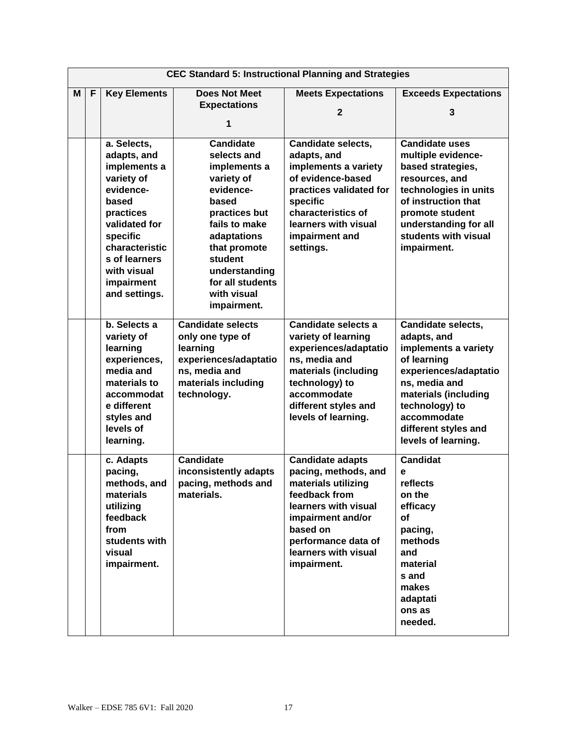| CEC Standard 5: Instructional Planning and Strategies | | | | | |
|---|---|---|---|---|---|
| **M** | **F** | **Key Elements** | **Does Not Meet Expectations 1** | **Meets Expectations 2** | **Exceeds Expectations 3** |
| | | **a. Selects, adapts, and implements a variety of evidence-based practices validated for specific characteristics of learners with visual impairment and settings.** | **Candidate selects and implements a variety of evidence-based practices but fails to make adaptations that promote student understanding for all students with visual impairment.** | **Candidate selects, adapts, and implements a variety of evidence-based practices validated for specific characteristics of learners with visual impairment and settings.** | **Candidate uses multiple evidence-based strategies, resources, and technologies in units of instruction that promote student understanding for all students with visual impairment.** |
| | | **b. Selects a variety of learning experiences, media and materials to accommodate different styles and levels of learning.** | **Candidate selects only one type of learning experiences/adaptations, media and materials including technology.** | **Candidate selects a variety of learning experiences/adaptations, media and materials (including technology) to accommodate different styles and levels of learning.** | **Candidate selects, adapts, and implements a variety of learning experiences/adaptations, media and materials (including technology) to accommodate different styles and levels of learning.** |
| | | **c. Adapts pacing, methods, and materials utilizing feedback from students with visual impairment.** | **Candidate inconsistently adapts pacing, methods and materials.** | **Candidate adapts pacing, methods, and materials utilizing feedback from learners with visual impairment and/or based on performance data of learners with visual impairment.** | **Candidate reflects on the efficacy of pacing, methods and materials and makes adaptations as needed.** |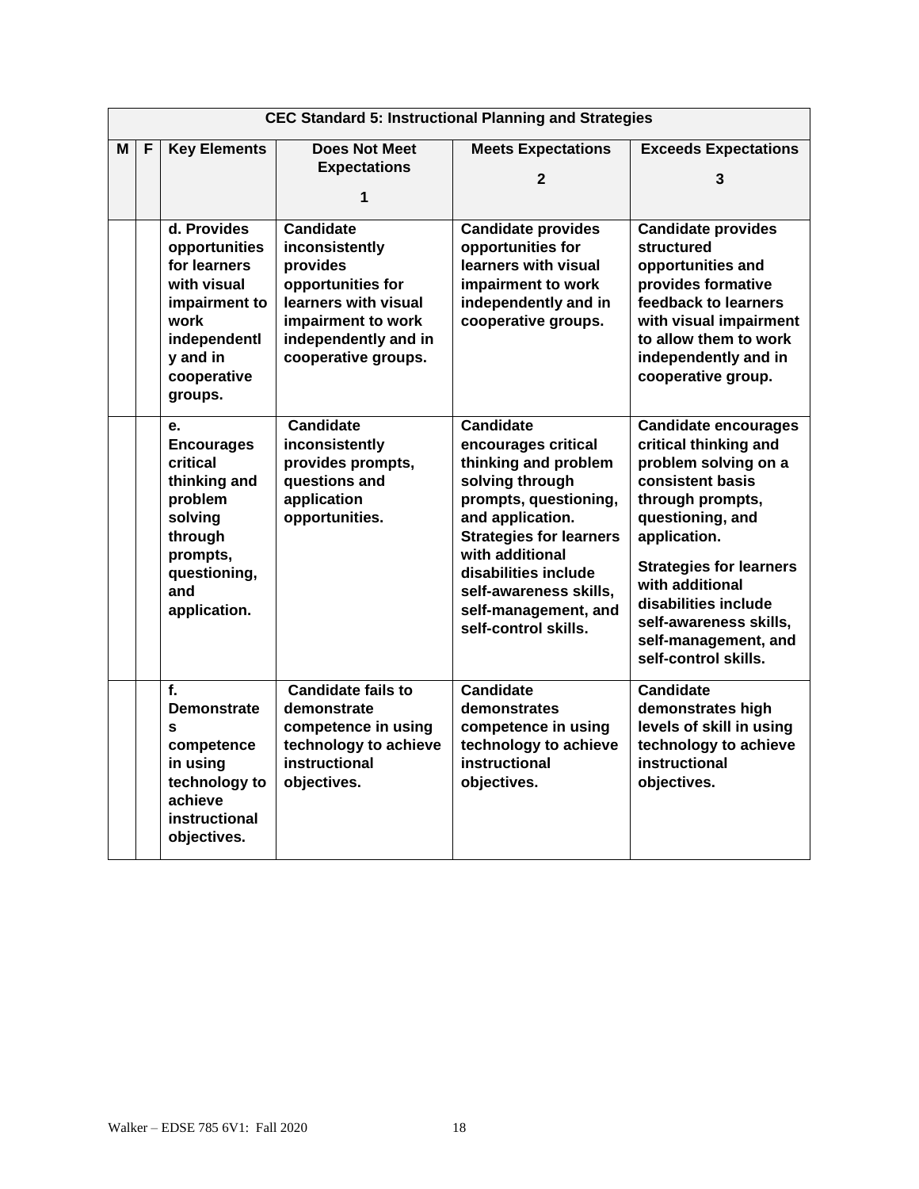| CEC Standard 5: Instructional Planning and Strategies | | | | | |
|---|---|---|---|---|---|
| **M** | **F** | **Key Elements** | **Does Not Meet Expectations 1** | **Meets Expectations 2** | **Exceeds Expectations 3** |
| | | **d. Provides opportunities for learners with visual impairment to work independently and in cooperative groups.** | **Candidate inconsistently provides opportunities for learners with visual impairment to work independently and in cooperative groups.** | **Candidate provides opportunities for learners with visual impairment to work independently and in cooperative groups.** | **Candidate provides structured opportunities and provides formative feedback to learners with visual impairment to allow them to work independently and in cooperative group.** |
| | | **e. Encourages critical thinking and problem solving through prompts, questioning, and application.** | **Candidate inconsistently provides prompts, questions and application opportunities.** | **Candidate encourages critical thinking and problem solving through prompts, questioning, and application. Strategies for learners with additional disabilities include self-awareness skills, self-management, and self-control skills.** | **Candidate encourages critical thinking and problem solving on a consistent basis through prompts, questioning, and application.** <br><br> **Strategies for learners with additional disabilities include self-awareness skills, self-management, and self-control skills.** |
| | | **f. Demonstrates competence in using technology to achieve instructional objectives.** | **Candidate fails to demonstrate competence in using technology to achieve instructional objectives.** | **Candidate demonstrates competence in using technology to achieve instructional objectives.** | **Candidate demonstrates high levels of skill in using technology to achieve instructional objectives.** |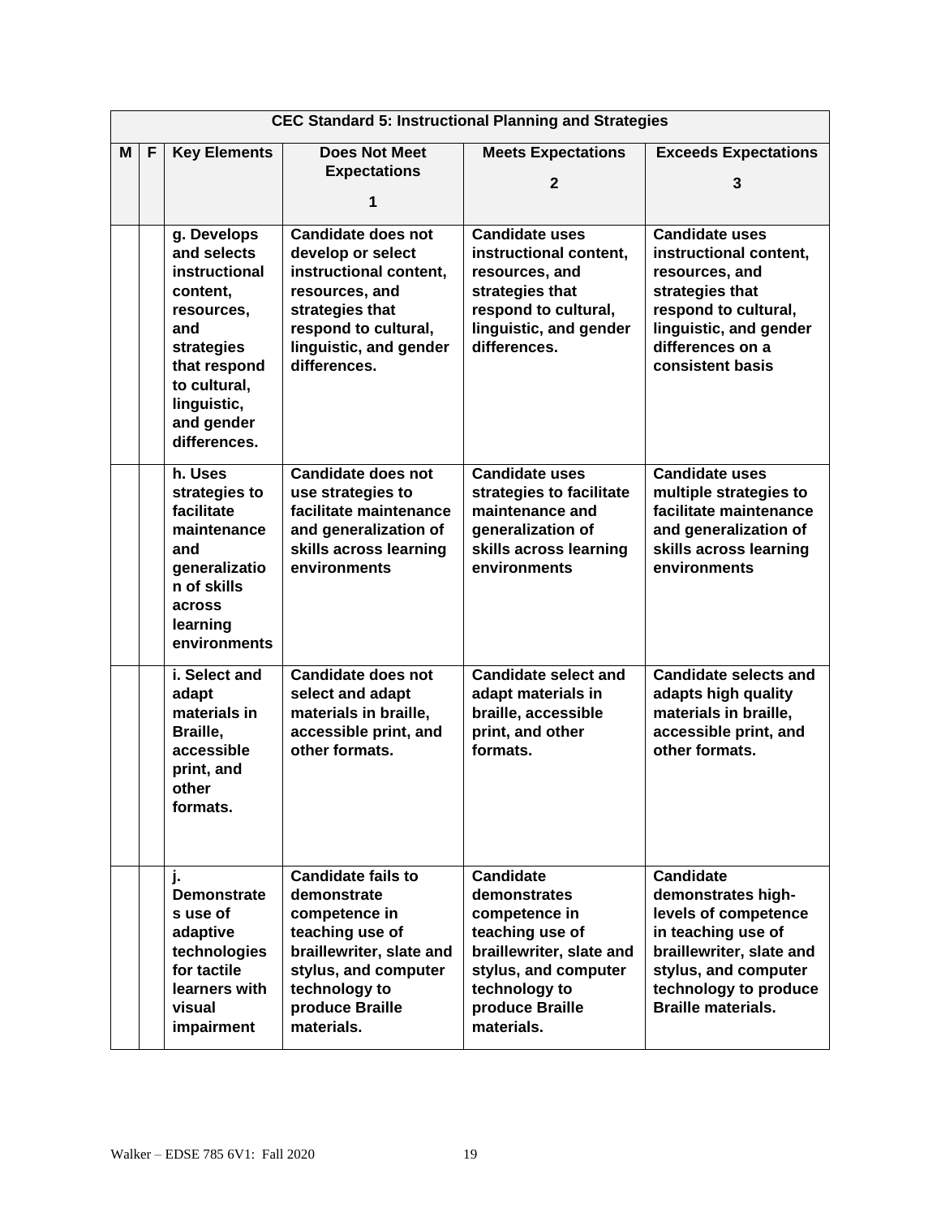| CEC Standard 5: Instructional Planning and Strategies | | | | | |
|---|---|---|---|---|---|
| **M** | **F** | **Key Elements** | **Does Not Meet Expectations 1** | **Meets Expectations 2** | **Exceeds Expectations 3** |
| | | **g. Develops and selects instructional content, resources, and strategies that respond to cultural, linguistic, and gender differences.** | **Candidate does not develop or select instructional content, resources, and strategies that respond to cultural, linguistic, and gender differences.** | **Candidate uses instructional content, resources, and strategies that respond to cultural, linguistic, and gender differences.** | **Candidate uses instructional content, resources, and strategies that respond to cultural, linguistic, and gender differences on a consistent basis** |
| | | **h. Uses strategies to facilitate maintenance and generalization of skills across learning environments** | **Candidate does not use strategies to facilitate maintenance and generalization of skills across learning environments** | **Candidate uses strategies to facilitate maintenance and generalization of skills across learning environments** | **Candidate uses multiple strategies to facilitate maintenance and generalization of skills across learning environments** |
| | | **i. Select and adapt materials in Braille, accessible print, and other formats.** | **Candidate does not select and adapt materials in braille, accessible print, and other formats.** | **Candidate select and adapt materials in braille, accessible print, and other formats.** | **Candidate selects and adapts high quality materials in braille, accessible print, and other formats.** |
| | | **j. Demonstrates use of adaptive technologies for tactile learners with visual impairment** | **Candidate fails to demonstrate competence in teaching use of braillewriter, slate and stylus, and computer technology to produce Braille materials.** | **Candidate demonstrates competence in teaching use of braillewriter, slate and stylus, and computer technology to produce Braille materials.** | **Candidate demonstrates high-levels of competence in teaching use of braillewriter, slate and stylus, and computer technology to produce Braille materials.** |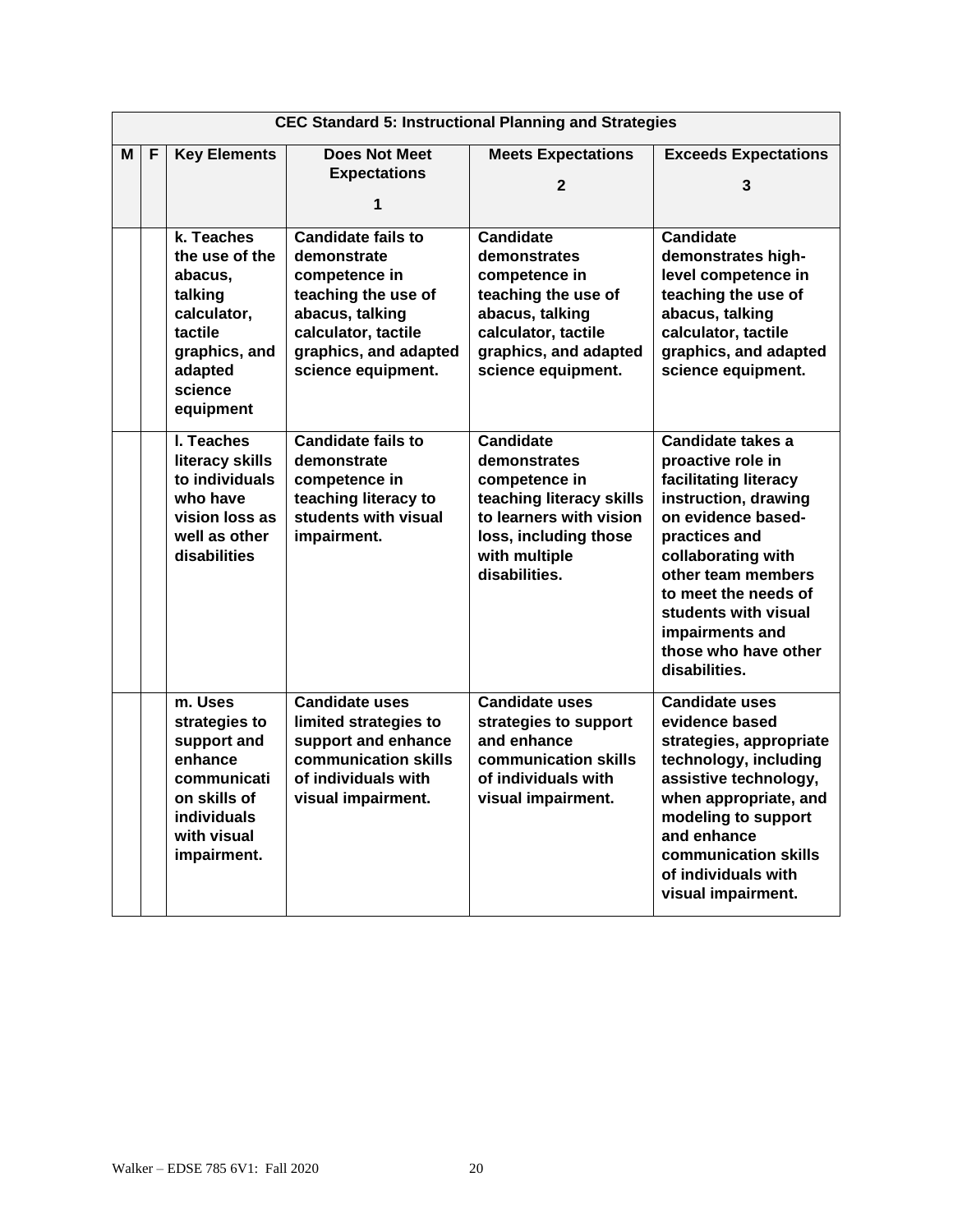| CEC Standard 5: Instructional Planning and Strategies | | | | | |
|---|---|---|---|---|---|
| **M** | **F** | **Key Elements** | **Does Not Meet Expectations 1** | **Meets Expectations 2** | **Exceeds Expectations 3** |
| | | **k. Teaches the use of the abacus, talking calculator, tactile graphics, and adapted science equipment** | **Candidate fails to demonstrate competence in teaching the use of abacus, talking calculator, tactile graphics, and adapted science equipment.** | **Candidate demonstrates competence in teaching the use of abacus, talking calculator, tactile graphics, and adapted science equipment.** | **Candidate demonstrates high-level competence in teaching the use of abacus, talking calculator, tactile graphics, and adapted science equipment.** |
| | | **l. Teaches literacy skills to individuals who have vision loss as well as other disabilities** | **Candidate fails to demonstrate competence in teaching literacy to students with visual impairment.** | **Candidate demonstrates competence in teaching literacy skills to learners with vision loss, including those with multiple disabilities.** | **Candidate takes a proactive role in facilitating literacy instruction, drawing on evidence based-practices and collaborating with other team members to meet the needs of students with visual impairments and those who have other disabilities.** |
| | | **m. Uses strategies to support and enhance communication skills of individuals with visual impairment.** | **Candidate uses limited strategies to support and enhance communication skills of individuals with visual impairment.** | **Candidate uses strategies to support and enhance communication skills of individuals with visual impairment.** | **Candidate uses evidence based strategies, appropriate technology, including assistive technology, when appropriate, and modeling to support and enhance communication skills of individuals with visual impairment.** |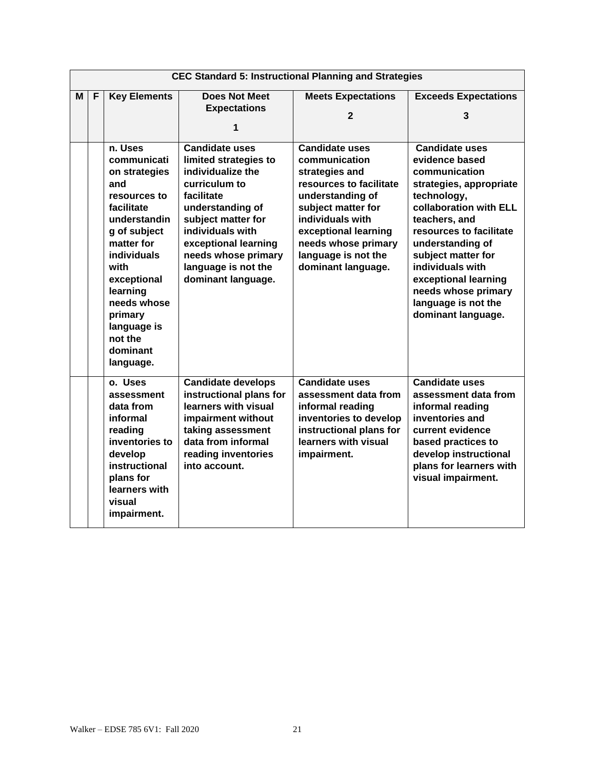| CEC Standard 5: Instructional Planning and Strategies | | | | | |
|---|---|---|---|---|---|
| **M** | **F** | **Key Elements** | **Does Not Meet Expectations 1** | **Meets Expectations 2** | **Exceeds Expectations 3** |
| | | **n. Uses communication strategies and resources to facilitate understanding of subject matter for individuals with exceptional learning needs whose primary language is not the dominant language.** | **Candidate uses limited strategies to individualize the curriculum to facilitate understanding of subject matter for individuals with exceptional learning needs whose primary language is not the dominant language.** | **Candidate uses communication strategies and resources to facilitate understanding of subject matter for individuals with exceptional learning needs whose primary language is not the dominant language.** | **Candidate uses evidence based communication strategies, appropriate technology, collaboration with ELL teachers, and resources to facilitate understanding of subject matter for individuals with exceptional learning needs whose primary language is not the dominant language.** |
| | | **o. Uses assessment data from informal reading inventories to develop instructional plans for learners with visual impairment.** | **Candidate develops instructional plans for learners with visual impairment without taking assessment data from informal reading inventories into account.** | **Candidate uses assessment data from informal reading inventories to develop instructional plans for learners with visual impairment.** | **Candidate uses assessment data from informal reading inventories and current evidence based practices to develop instructional plans for learners with visual impairment.** |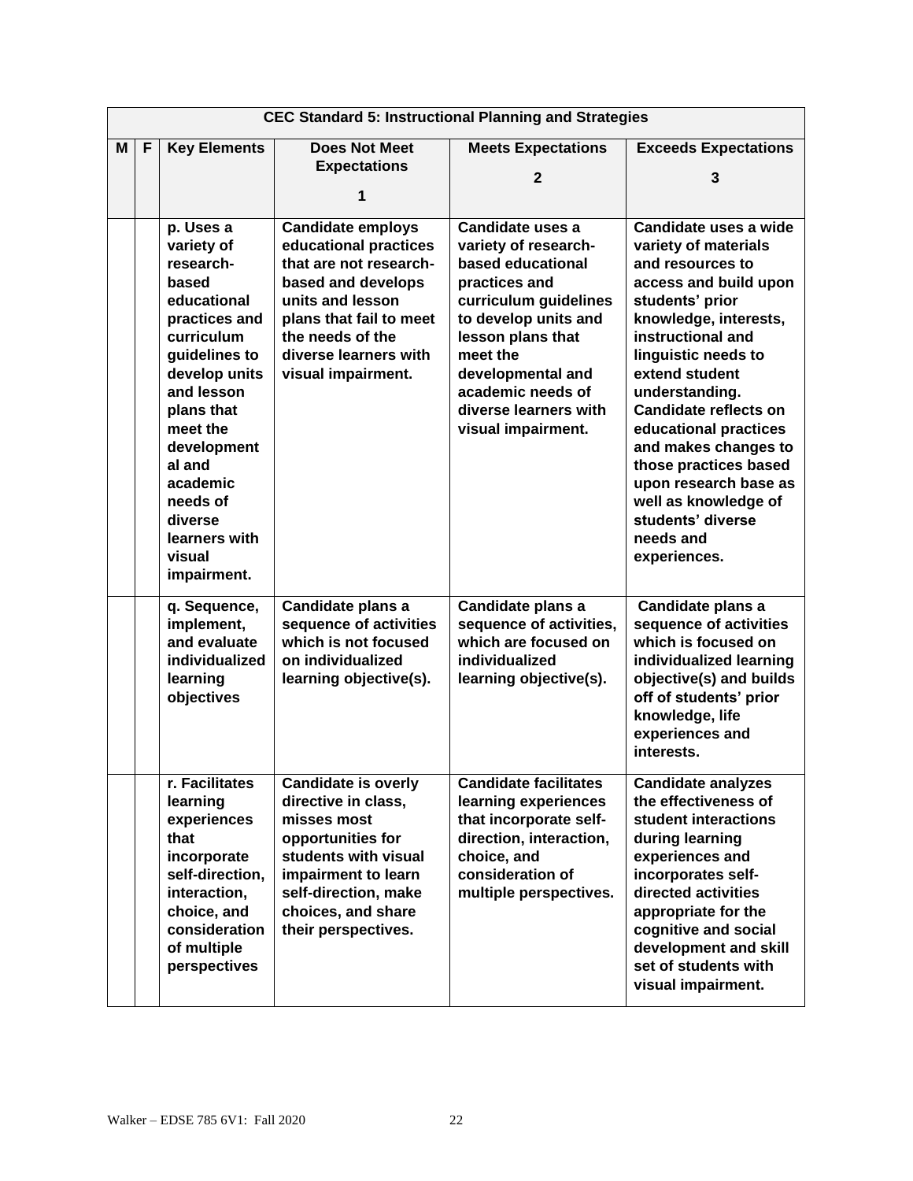| CEC Standard 5: Instructional Planning and Strategies | | | | | |
|---|---|---|---|---|---|
| **M** | **F** | **Key Elements** | **Does Not Meet Expectations 1** | **Meets Expectations 2** | **Exceeds Expectations 3** |
| | | **p. Uses a variety of research-based educational practices and curriculum guidelines to develop units and lesson plans that meet the developmental and academic needs of diverse learners with visual impairment.** | **Candidate employs educational practices that are not research-based and develops units and lesson plans that fail to meet the needs of the diverse learners with visual impairment.** | **Candidate uses a variety of research-based educational practices and curriculum guidelines to develop units and lesson plans that meet the developmental and academic needs of diverse learners with visual impairment.** | **Candidate uses a wide variety of materials and resources to access and build upon students' prior knowledge, interests, instructional and linguistic needs to extend student understanding. Candidate reflects on educational practices and makes changes to those practices based upon research base as well as knowledge of students' diverse needs and experiences.** |
| | | **q. Sequence, implement, and evaluate individualized learning objectives** | **Candidate plans a sequence of activities which is not focused on individualized learning objective(s).** | **Candidate plans a sequence of activities, which are focused on individualized learning objective(s).** | **Candidate plans a sequence of activities which is focused on individualized learning objective(s) and builds off of students' prior knowledge, life experiences and interests.** |
| | | **r. Facilitates learning experiences that incorporate self-direction, interaction, choice, and consideration of multiple perspectives** | **Candidate is overly directive in class, misses most opportunities for students with visual impairment to learn self-direction, make choices, and share their perspectives.** | **Candidate facilitates learning experiences that incorporate self-direction, interaction, choice, and consideration of multiple perspectives.** | **Candidate analyzes the effectiveness of student interactions during learning experiences and incorporates self-directed activities appropriate for the cognitive and social development and skill set of students with visual impairment.** |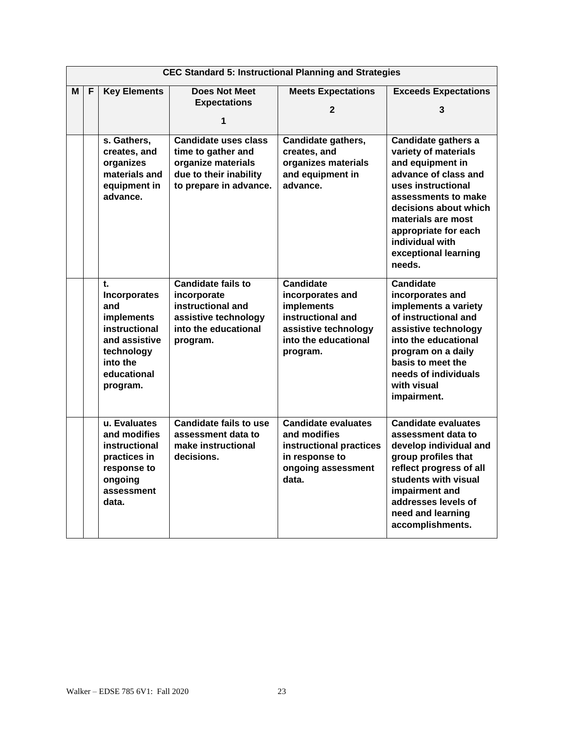| CEC Standard 5: Instructional Planning and Strategies | | | | | |
|---|---|---|---|---|---|
| **M** | **F** | **Key Elements** | **Does Not Meet Expectations 1** | **Meets Expectations 2** | **Exceeds Expectations 3** |
| | | **s. Gathers, creates, and organizes materials and equipment in advance.** | **Candidate uses class time to gather and organize materials due to their inability to prepare in advance.** | **Candidate gathers, creates, and organizes materials and equipment in advance.** | **Candidate gathers a variety of materials and equipment in advance of class and uses instructional assessments to make decisions about which materials are most appropriate for each individual with exceptional learning needs.** |
| | | **t. Incorporates and implements instructional and assistive technology into the educational program.** | **Candidate fails to incorporate instructional and assistive technology into the educational program.** | **Candidate incorporates and implements instructional and assistive technology into the educational program.** | **Candidate incorporates and implements a variety of instructional and assistive technology into the educational program on a daily basis to meet the needs of individuals with visual impairment.** |
| | | **u. Evaluates and modifies instructional practices in response to ongoing assessment data.** | **Candidate fails to use assessment data to make instructional decisions.** | **Candidate evaluates and modifies instructional practices in response to ongoing assessment data.** | **Candidate evaluates assessment data to develop individual and group profiles that reflect progress of all students with visual impairment and addresses levels of need and learning accomplishments.** |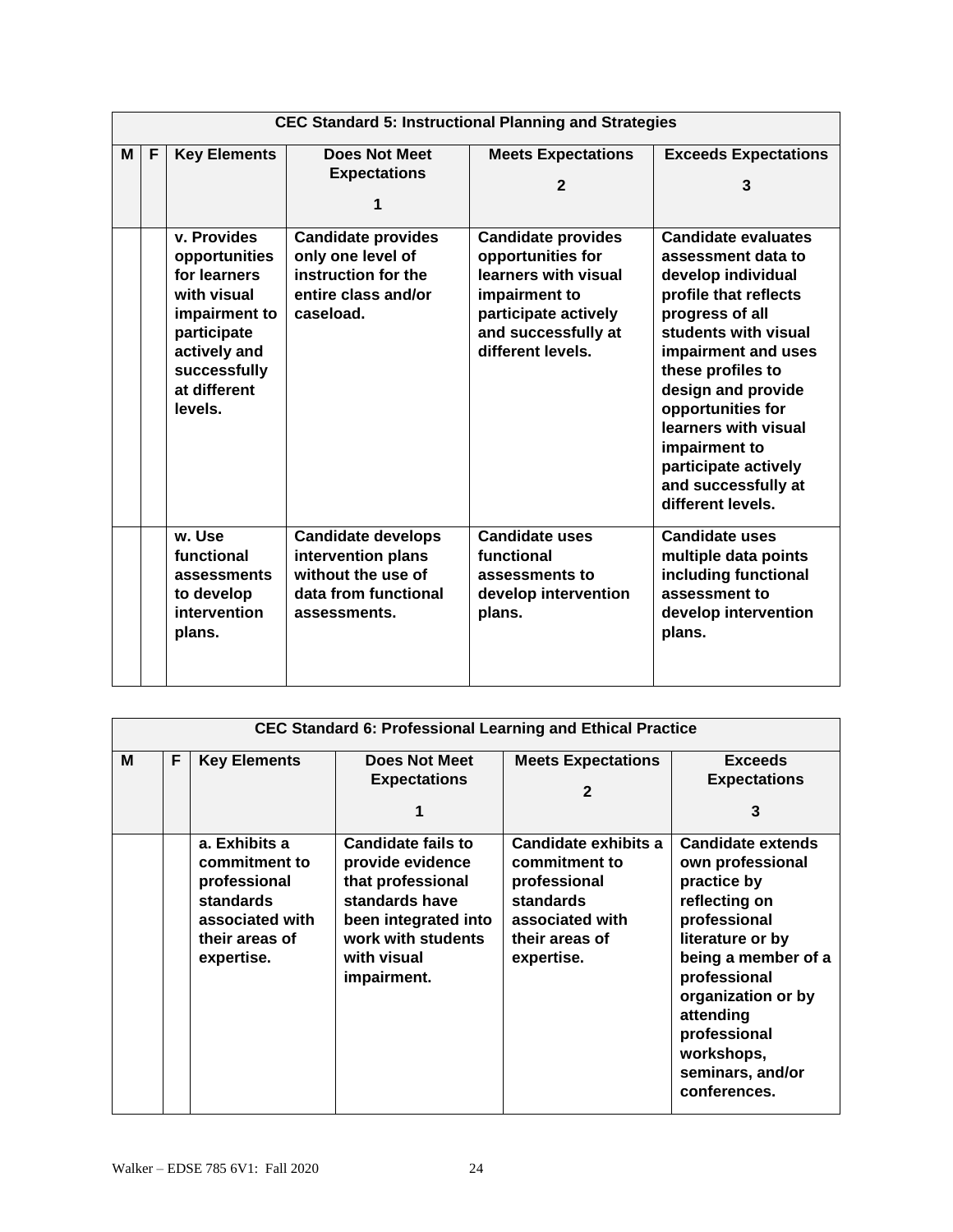| CEC Standard 5: Instructional Planning and Strategies | | | | | |
|---|---|---|---|---|---|
| **M** | **F** | **Key Elements** | **Does Not Meet Expectations 1** | **Meets Expectations 2** | **Exceeds Expectations 3** |
| | | **v. Provides opportunities for learners with visual impairment to participate actively and successfully at different levels.** | **Candidate provides only one level of instruction for the entire class and/or caseload.** | **Candidate provides opportunities for learners with visual impairment to participate actively and successfully at different levels.** | **Candidate evaluates assessment data to develop individual profile that reflects progress of all students with visual impairment and uses these profiles to design and provide opportunities for learners with visual impairment to participate actively and successfully at different levels.** |
| | | **w. Use functional assessments to develop intervention plans.** | **Candidate develops intervention plans without the use of data from functional assessments.** | **Candidate uses functional assessments to develop intervention plans.** | **Candidate uses multiple data points including functional assessment to develop intervention plans.** |

| CEC Standard 6: Professional Learning and Ethical Practice | | | | | |
|---|---|---|---|---|---|
| **M** | **F** | **Key Elements** | **Does Not Meet Expectations 1** | **Meets Expectations 2** | **Exceeds Expectations 3** |
| | | **a. Exhibits a commitment to professional standards associated with their areas of expertise.** | **Candidate fails to provide evidence that professional standards have been integrated into work with students with visual impairment.** | **Candidate exhibits a commitment to professional standards associated with their areas of expertise.** | **Candidate extends own professional practice by reflecting on professional literature or by being a member of a professional organization or by attending professional workshops, seminars, and/or conferences.** |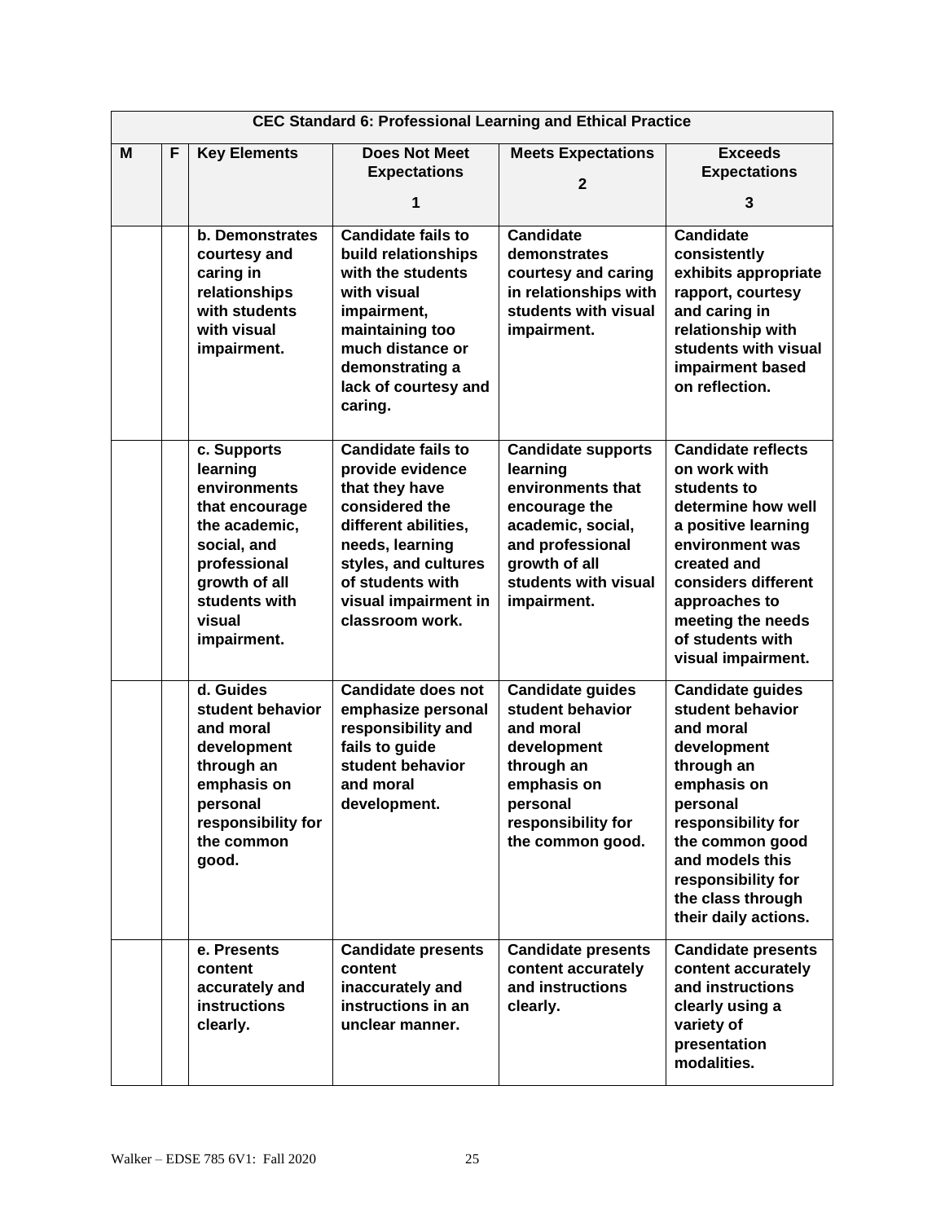| CEC Standard 6: Professional Learning and Ethical Practice | | | | | |
|---|---|---|---|---|---|
| **M** | **F** | **Key Elements** | **Does Not Meet Expectations 1** | **Meets Expectations 2** | **Exceeds Expectations 3** |
| | | **b. Demonstrates courtesy and caring in relationships with students with visual impairment.** | **Candidate fails to build relationships with the students with visual impairment, maintaining too much distance or demonstrating a lack of courtesy and caring.** | **Candidate demonstrates courtesy and caring in relationships with students with visual impairment.** | **Candidate consistently exhibits appropriate rapport, courtesy and caring in relationship with students with visual impairment based on reflection.** |
| | | **c. Supports learning environments that encourage the academic, social, and professional growth of all students with visual impairment.** | **Candidate fails to provide evidence that they have considered the different abilities, needs, learning styles, and cultures of students with visual impairment in classroom work.** | **Candidate supports learning environments that encourage the academic, social, and professional growth of all students with visual impairment.** | **Candidate reflects on work with students to determine how well a positive learning environment was created and considers different approaches to meeting the needs of students with visual impairment.** |
| | | **d. Guides student behavior and moral development through an emphasis on personal responsibility for the common good.** | **Candidate does not emphasize personal responsibility and fails to guide student behavior and moral development.** | **Candidate guides student behavior and moral development through an emphasis on personal responsibility for the common good.** | **Candidate guides student behavior and moral development through an emphasis on personal responsibility for the common good and models this responsibility for the class through their daily actions.** |
| | | **e. Presents content accurately and instructions clearly.** | **Candidate presents content inaccurately and instructions in an unclear manner.** | **Candidate presents content accurately and instructions clearly.** | **Candidate presents content accurately and instructions clearly using a variety of presentation modalities.** |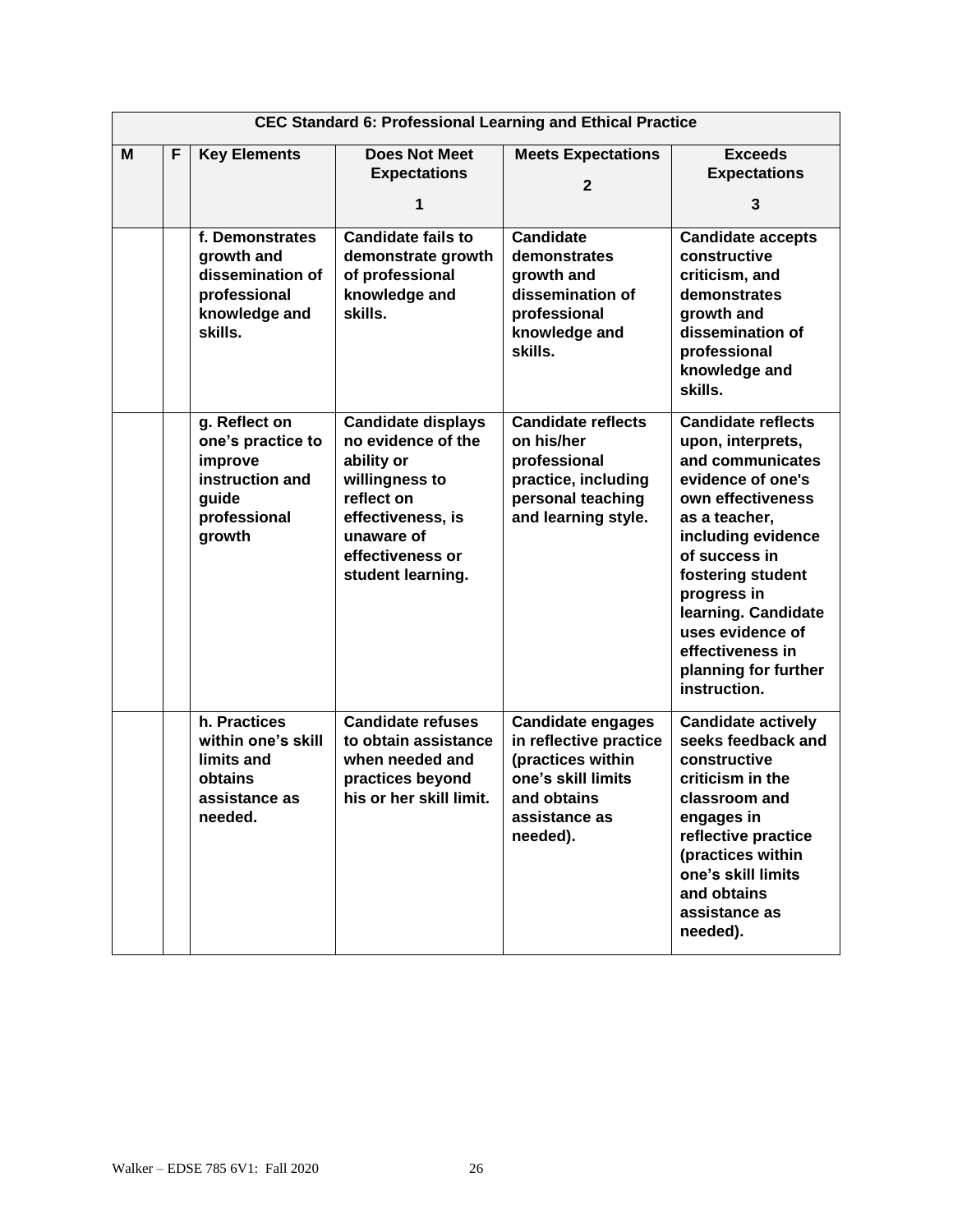| CEC Standard 6: Professional Learning and Ethical Practice | | | | | |
|---|---|---|---|---|---|
| **M** | **F** | **Key Elements** | **Does Not Meet Expectations 1** | **Meets Expectations 2** | **Exceeds Expectations 3** |
| | | **f. Demonstrates growth and dissemination of professional knowledge and skills.** | **Candidate fails to demonstrate growth of professional knowledge and skills.** | **Candidate demonstrates growth and dissemination of professional knowledge and skills.** | **Candidate accepts constructive criticism, and demonstrates growth and dissemination of professional knowledge and skills.** |
| | | **g. Reflect on one's practice to improve instruction and guide professional growth** | **Candidate displays no evidence of the ability or willingness to reflect on effectiveness, is unaware of effectiveness or student learning.** | **Candidate reflects on his/her professional practice, including personal teaching and learning style.** | **Candidate reflects upon, interprets, and communicates evidence of one's own effectiveness as a teacher, including evidence of success in fostering student progress in learning. Candidate uses evidence of effectiveness in planning for further instruction.** |
| | | **h. Practices within one's skill limits and obtains assistance as needed.** | **Candidate refuses to obtain assistance when needed and practices beyond his or her skill limit.** | **Candidate engages in reflective practice (practices within one's skill limits and obtains assistance as needed).** | **Candidate actively seeks feedback and constructive criticism in the classroom and engages in reflective practice (practices within one's skill limits and obtains assistance as needed).** |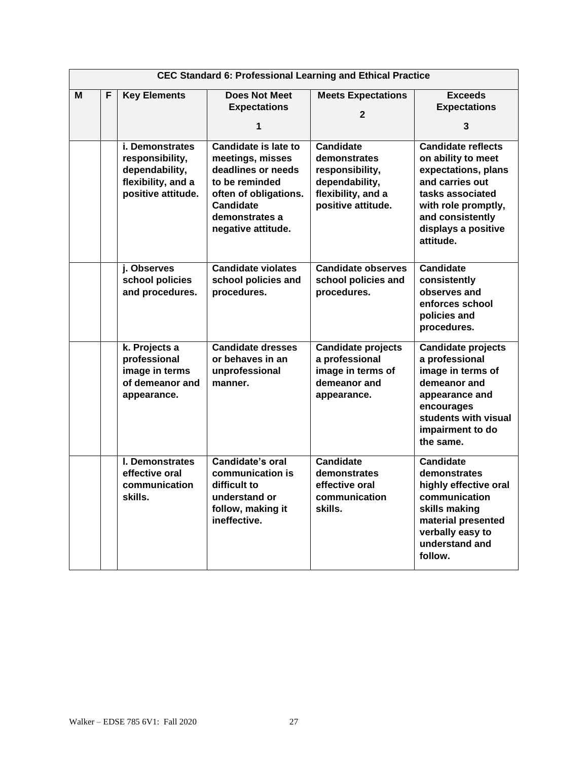| CEC Standard 6: Professional Learning and Ethical Practice | | | | | |
|---|---|---|---|---|---|
| **M** | **F** | **Key Elements** | **Does Not Meet Expectations 1** | **Meets Expectations 2** | **Exceeds Expectations 3** |
| | | **i. Demonstrates responsibility, dependability, flexibility, and a positive attitude.** | **Candidate is late to meetings, misses deadlines or needs to be reminded often of obligations. Candidate demonstrates a negative attitude.** | **Candidate demonstrates responsibility, dependability, flexibility, and a positive attitude.** | **Candidate reflects on ability to meet expectations, plans and carries out tasks associated with role promptly, and consistently displays a positive attitude.** |
| | | **j. Observes school policies and procedures.** | **Candidate violates school policies and procedures.** | **Candidate observes school policies and procedures.** | **Candidate consistently observes and enforces school policies and procedures.** |
| | | **k. Projects a professional image in terms of demeanor and appearance.** | **Candidate dresses or behaves in an unprofessional manner.** | **Candidate projects a professional image in terms of demeanor and appearance.** | **Candidate projects a professional image in terms of demeanor and appearance and encourages students with visual impairment to do the same.** |
| | | **l. Demonstrates effective oral communication skills.** | **Candidate's oral communication is difficult to understand or follow, making it ineffective.** | **Candidate demonstrates effective oral communication skills.** | **Candidate demonstrates highly effective oral communication skills making material presented verbally easy to understand and follow.** |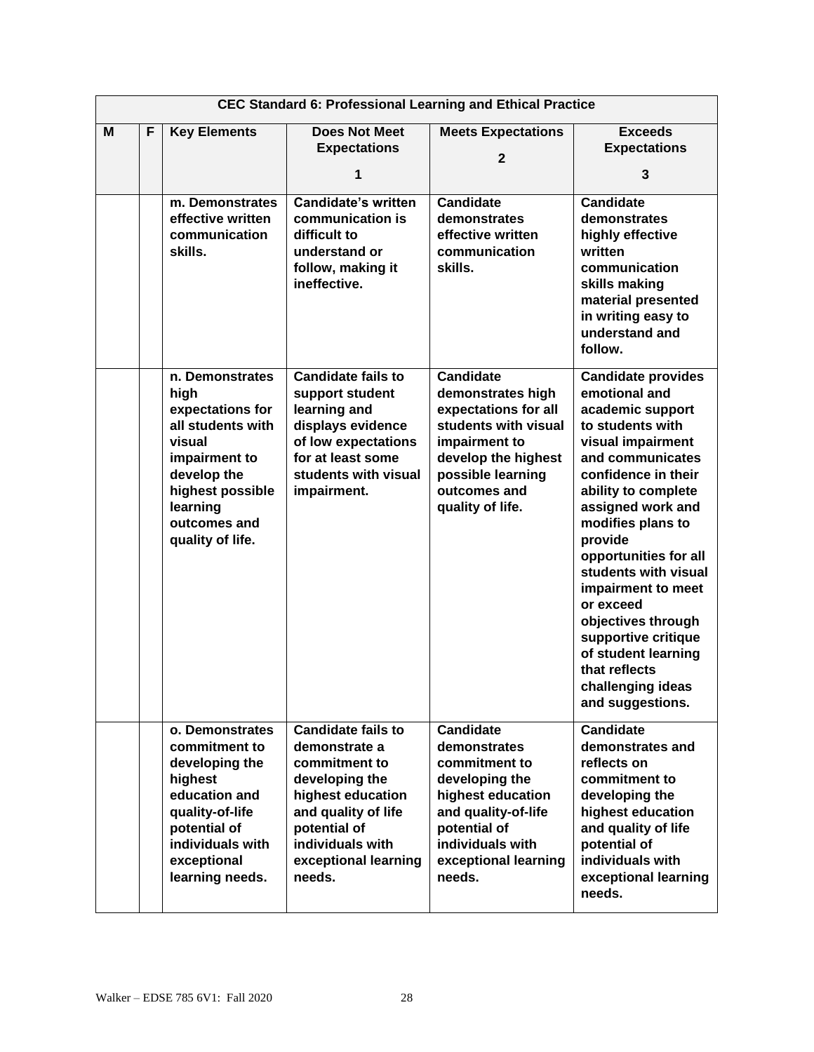| CEC Standard 6: Professional Learning and Ethical Practice | | | | | |
|---|---|---|---|---|---|
| **M** | **F** | **Key Elements** | **Does Not Meet Expectations 1** | **Meets Expectations 2** | **Exceeds Expectations 3** |
| | | **m. Demonstrates effective written communication skills.** | **Candidate's written communication is difficult to understand or follow, making it ineffective.** | **Candidate demonstrates effective written communication skills.** | **Candidate demonstrates highly effective written communication skills making material presented in writing easy to understand and follow.** |
| | | **n. Demonstrates high expectations for all students with visual impairment to develop the highest possible learning outcomes and quality of life.** | **Candidate fails to support student learning and displays evidence of low expectations for at least some students with visual impairment.** | **Candidate demonstrates high expectations for all students with visual impairment to develop the highest possible learning outcomes and quality of life.** | **Candidate provides emotional and academic support to students with visual impairment and communicates confidence in their ability to complete assigned work and modifies plans to provide opportunities for all students with visual impairment to meet or exceed objectives through supportive critique of student learning that reflects challenging ideas and suggestions.** |
| | | **o. Demonstrates commitment to developing the highest education and quality-of-life potential of individuals with exceptional learning needs.** | **Candidate fails to demonstrate a commitment to developing the highest education and quality of life potential of individuals with exceptional learning needs.** | **Candidate demonstrates commitment to developing the highest education and quality-of-life potential of individuals with exceptional learning needs.** | **Candidate demonstrates and reflects on commitment to developing the highest education and quality of life potential of individuals with exceptional learning needs.** |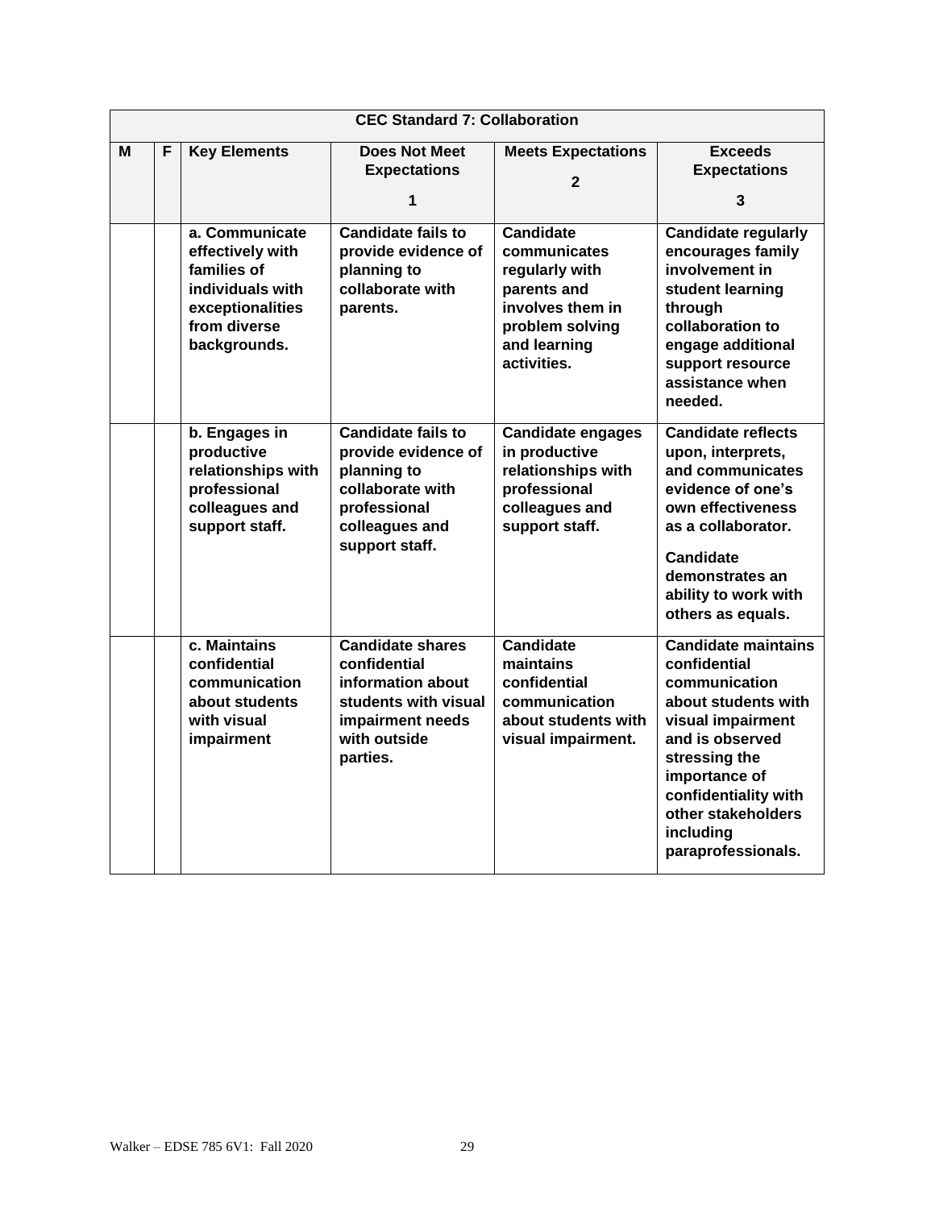| CEC Standard 7: Collaboration | | | | | |
|---|---|---|---|---|---|
| **M** | **F** | **Key Elements** | **Does Not Meet Expectations 1** | **Meets Expectations 2** | **Exceeds Expectations 3** |
| | | **a. Communicate effectively with families of individuals with exceptionalities from diverse backgrounds.** | **Candidate fails to provide evidence of planning to collaborate with parents.** | **Candidate communicates regularly with parents and involves them in problem solving and learning activities.** | **Candidate regularly encourages family involvement in student learning through collaboration to engage additional support resource assistance when needed.** |
| | | **b. Engages in productive relationships with professional colleagues and support staff.** | **Candidate fails to provide evidence of planning to collaborate with professional colleagues and support staff.** | **Candidate engages in productive relationships with professional colleagues and support staff.** | **Candidate reflects upon, interprets, and communicates evidence of one's own effectiveness as a collaborator.** **Candidate demonstrates an ability to work with others as equals.** |
| | | **c. Maintains confidential communication about students with visual impairment** | **Candidate shares confidential information about students with visual impairment needs with outside parties.** | **Candidate maintains confidential communication about students with visual impairment.** | **Candidate maintains confidential communication about students with visual impairment and is observed stressing the importance of confidentiality with other stakeholders including paraprofessionals.** |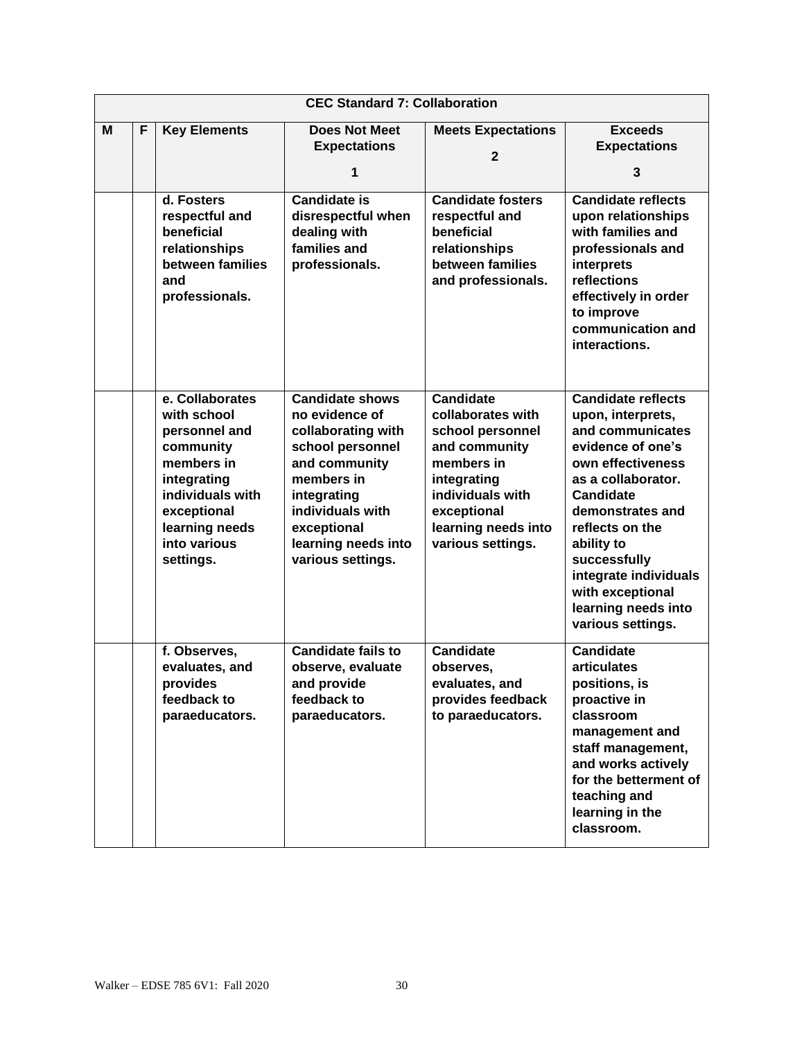| CEC Standard 7: Collaboration | | | | | |
|---|---|---|---|---|---|
| **M** | **F** | **Key Elements** | **Does Not Meet Expectations 1** | **Meets Expectations 2** | **Exceeds Expectations 3** |
| | | **d. Fosters respectful and beneficial relationships between families and professionals.** | **Candidate is disrespectful when dealing with families and professionals.** | **Candidate fosters respectful and beneficial relationships between families and professionals.** | **Candidate reflects upon relationships with families and professionals and interprets reflections effectively in order to improve communication and interactions.** |
| | | **e. Collaborates with school personnel and community members in integrating individuals with exceptional learning needs into various settings.** | **Candidate shows no evidence of collaborating with school personnel and community members in integrating individuals with exceptional learning needs into various settings.** | **Candidate collaborates with school personnel and community members in integrating individuals with exceptional learning needs into various settings.** | **Candidate reflects upon, interprets, and communicates evidence of one's own effectiveness as a collaborator. Candidate demonstrates and reflects on the ability to successfully integrate individuals with exceptional learning needs into various settings.** |
| | | **f. Observes, evaluates, and provides feedback to paraeducators.** | **Candidate fails to observe, evaluate and provide feedback to paraeducators.** | **Candidate observes, evaluates, and provides feedback to paraeducators.** | **Candidate articulates positions, is proactive in classroom management and staff management, and works actively for the betterment of teaching and learning in the classroom.** |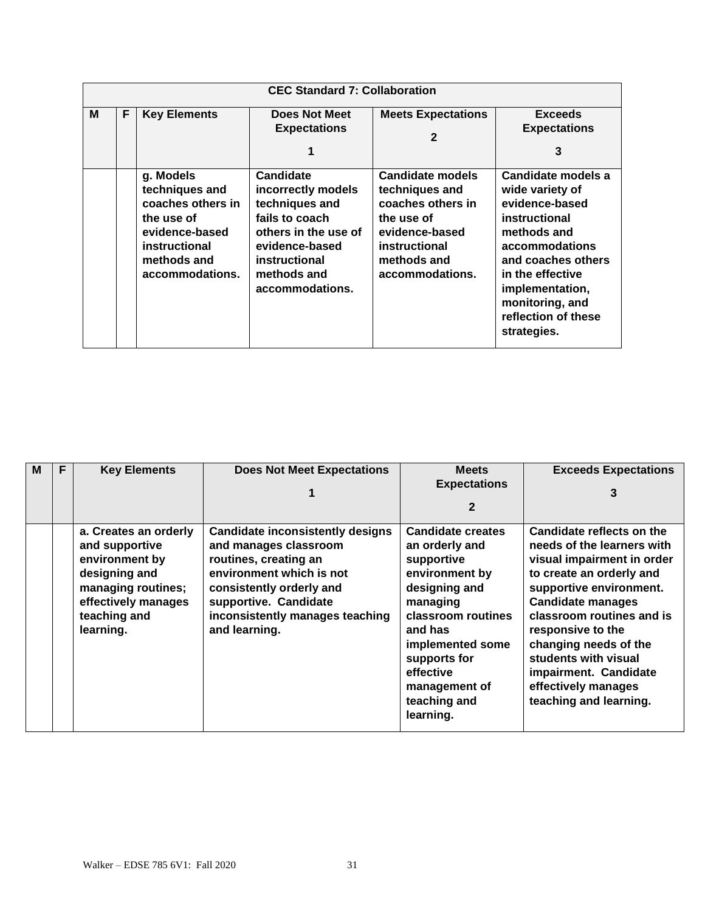| CEC Standard 7: Collaboration | | | | | |
|---|---|---|---|---|---|
| **M** | **F** | **Key Elements** | **Does Not Meet Expectations 1** | **Meets Expectations 2** | **Exceeds Expectations 3** |
| | | **g. Models techniques and coaches others in the use of evidence-based instructional methods and accommodations.** | **Candidate incorrectly models techniques and fails to coach others in the use of evidence-based instructional methods and accommodations.** | **Candidate models techniques and coaches others in the use of evidence-based instructional methods and accommodations.** | **Candidate models a wide variety of evidence-based instructional methods and accommodations and coaches others in the effective implementation, monitoring, and reflection of these strategies.** |

| M | F | Key Elements | Does Not Meet Expectations 1 | Meets Expectations 2 | Exceeds Expectations 3 |
|---|---|---|---|---|---|
| | | **a. Creates an orderly and supportive environment by designing and managing routines; effectively manages teaching and learning.** | **Candidate inconsistently designs and manages classroom routines, creating an environment which is not consistently orderly and supportive. Candidate inconsistently manages teaching and learning.** | **Candidate creates an orderly and supportive environment by designing and managing classroom routines and has implemented some supports for effective management of teaching and learning.** | **Candidate reflects on the needs of the learners with visual impairment in order to create an orderly and supportive environment. Candidate manages classroom routines and is responsive to the changing needs of the students with visual impairment. Candidate effectively manages teaching and learning.** |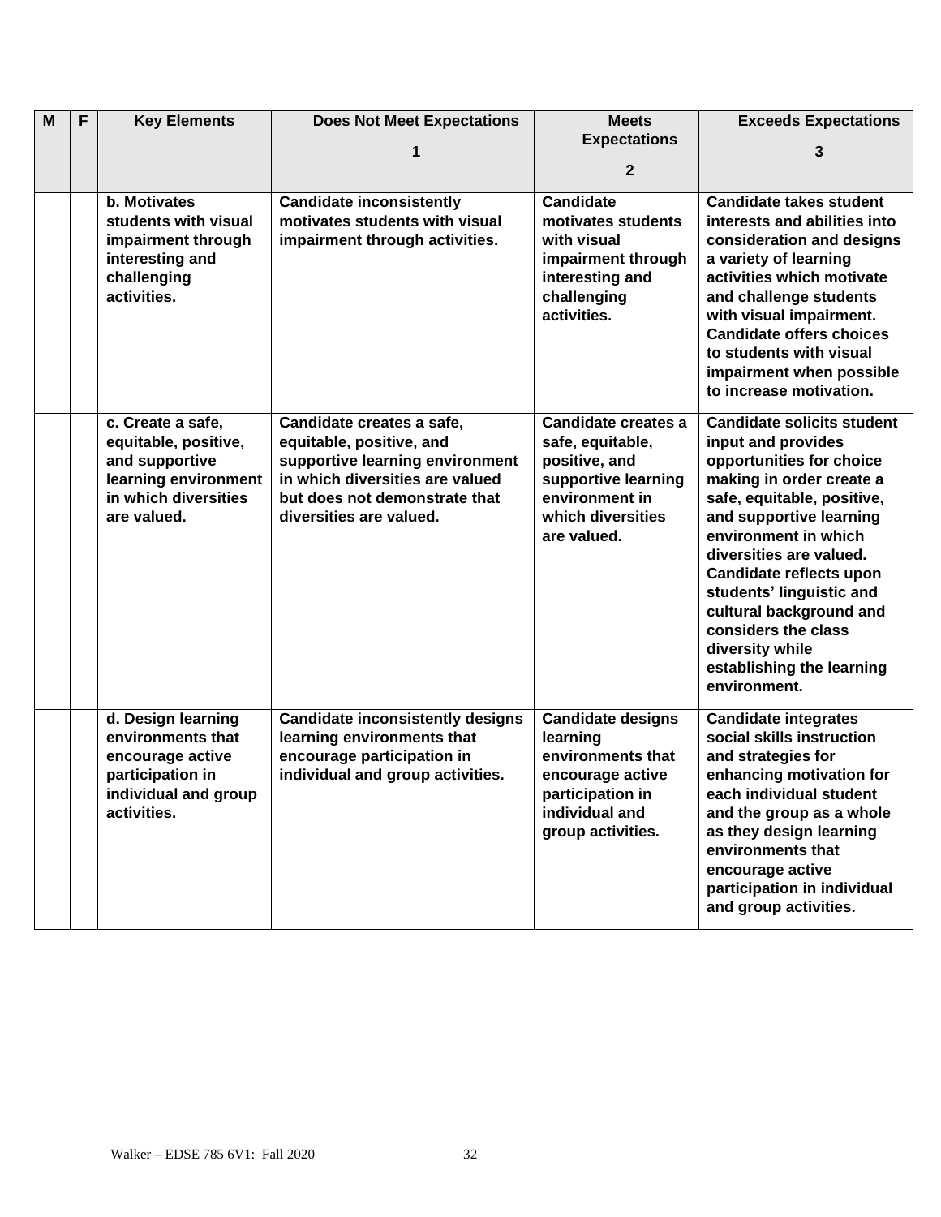| M | F | Key Elements | Does Not Meet Expectations<br>1 | Meets Expectations<br>2 | Exceeds Expectations<br>3 |
|---|---|---|---|---|---|
| | | **b. Motivates students with visual impairment through interesting and challenging activities.** | **Candidate inconsistently motivates students with visual impairment through activities.** | **Candidate motivates students with visual impairment through interesting and challenging activities.** | **Candidate takes student interests and abilities into consideration and designs a variety of learning activities which motivate and challenge students with visual impairment. Candidate offers choices to students with visual impairment when possible to increase motivation.** |
| | | **c. Create a safe, equitable, positive, and supportive learning environment in which diversities are valued.** | **Candidate creates a safe, equitable, positive, and supportive learning environment in which diversities are valued but does not demonstrate that diversities are valued.** | **Candidate creates a safe, equitable, positive, and supportive learning environment in which diversities are valued.** | **Candidate solicits student input and provides opportunities for choice making in order create a safe, equitable, positive, and supportive learning environment in which diversities are valued. Candidate reflects upon students' linguistic and cultural background and considers the class diversity while establishing the learning environment.** |
| | | **d. Design learning environments that encourage active participation in individual and group activities.** | **Candidate inconsistently designs learning environments that encourage participation in individual and group activities.** | **Candidate designs learning environments that encourage active participation in individual and group activities.** | **Candidate integrates social skills instruction and strategies for enhancing motivation for each individual student and the group as a whole as they design learning environments that encourage active participation in individual and group activities.** |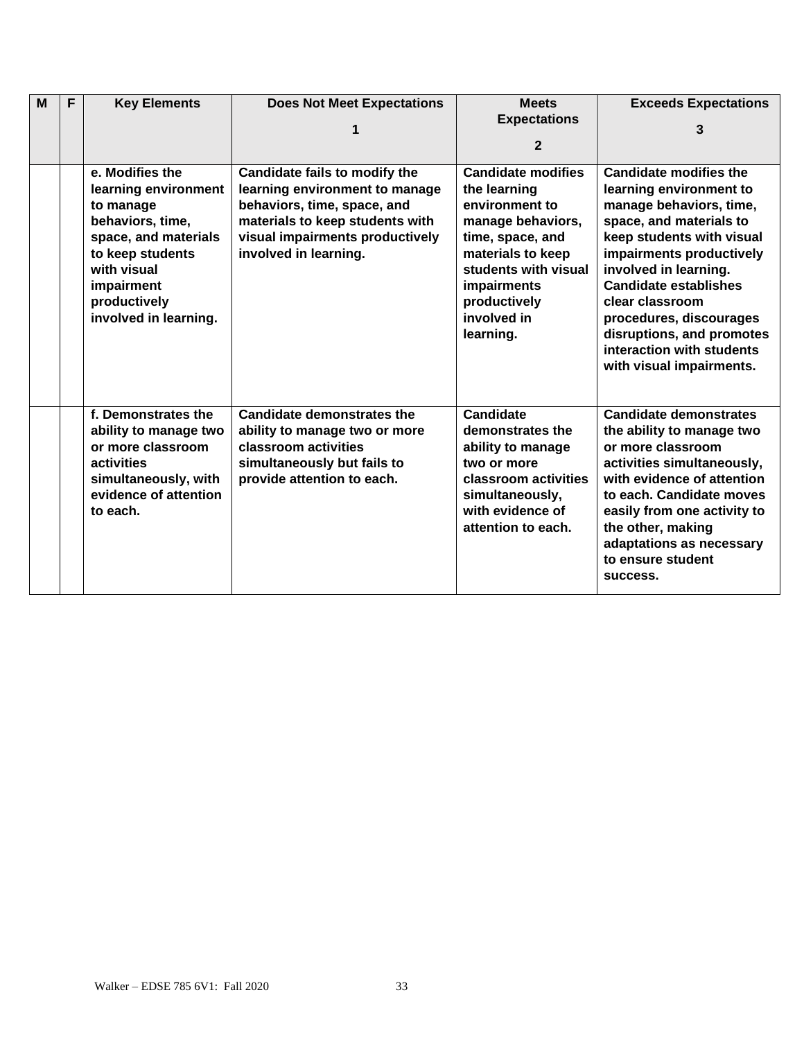| M | F | Key Elements | Does Not Meet Expectations 1 | Meets Expectations 2 | Exceeds Expectations 3 |
|---|---|---|---|---|---|
| | | **e. Modifies the learning environment to manage behaviors, time, space, and materials to keep students with visual impairment productively involved in learning.** | **Candidate fails to modify the learning environment to manage behaviors, time, space, and materials to keep students with visual impairments productively involved in learning.** | **Candidate modifies the learning environment to manage behaviors, time, space, and materials to keep students with visual impairments productively involved in learning.** | **Candidate modifies the learning environment to manage behaviors, time, space, and materials to keep students with visual impairments productively involved in learning. Candidate establishes clear classroom procedures, discourages disruptions, and promotes interaction with students with visual impairments.** |
| | | **f. Demonstrates the ability to manage two or more classroom activities simultaneously, with evidence of attention to each.** | **Candidate demonstrates the ability to manage two or more classroom activities simultaneously but fails to provide attention to each.** | **Candidate demonstrates the ability to manage two or more classroom activities simultaneously, with evidence of attention to each.** | **Candidate demonstrates the ability to manage two or more classroom activities simultaneously, with evidence of attention to each. Candidate moves easily from one activity to the other, making adaptations as necessary to ensure student success.** |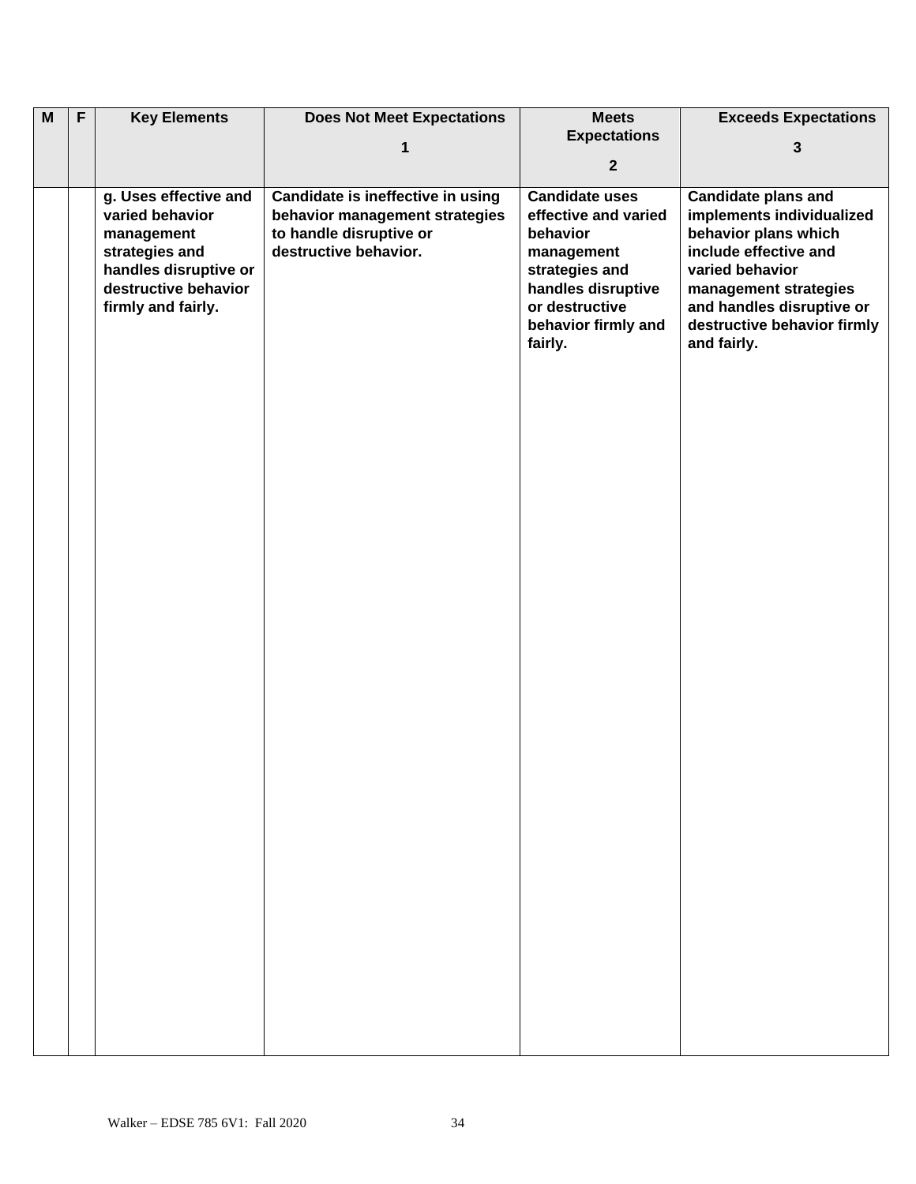| M | F | Key Elements | Does Not Meet Expectations 1 | Meets Expectations 2 | Exceeds Expectations 3 |
|---|---|---|---|---|---|
| | | **g. Uses effective and varied behavior management strategies and handles disruptive or destructive behavior firmly and fairly.** | **Candidate is ineffective in using behavior management strategies to handle disruptive or destructive behavior.** | **Candidate uses effective and varied behavior management strategies and handles disruptive or destructive behavior firmly and fairly.** | **Candidate plans and implements individualized behavior plans which include effective and varied behavior management strategies and handles disruptive or destructive behavior firmly and fairly.** |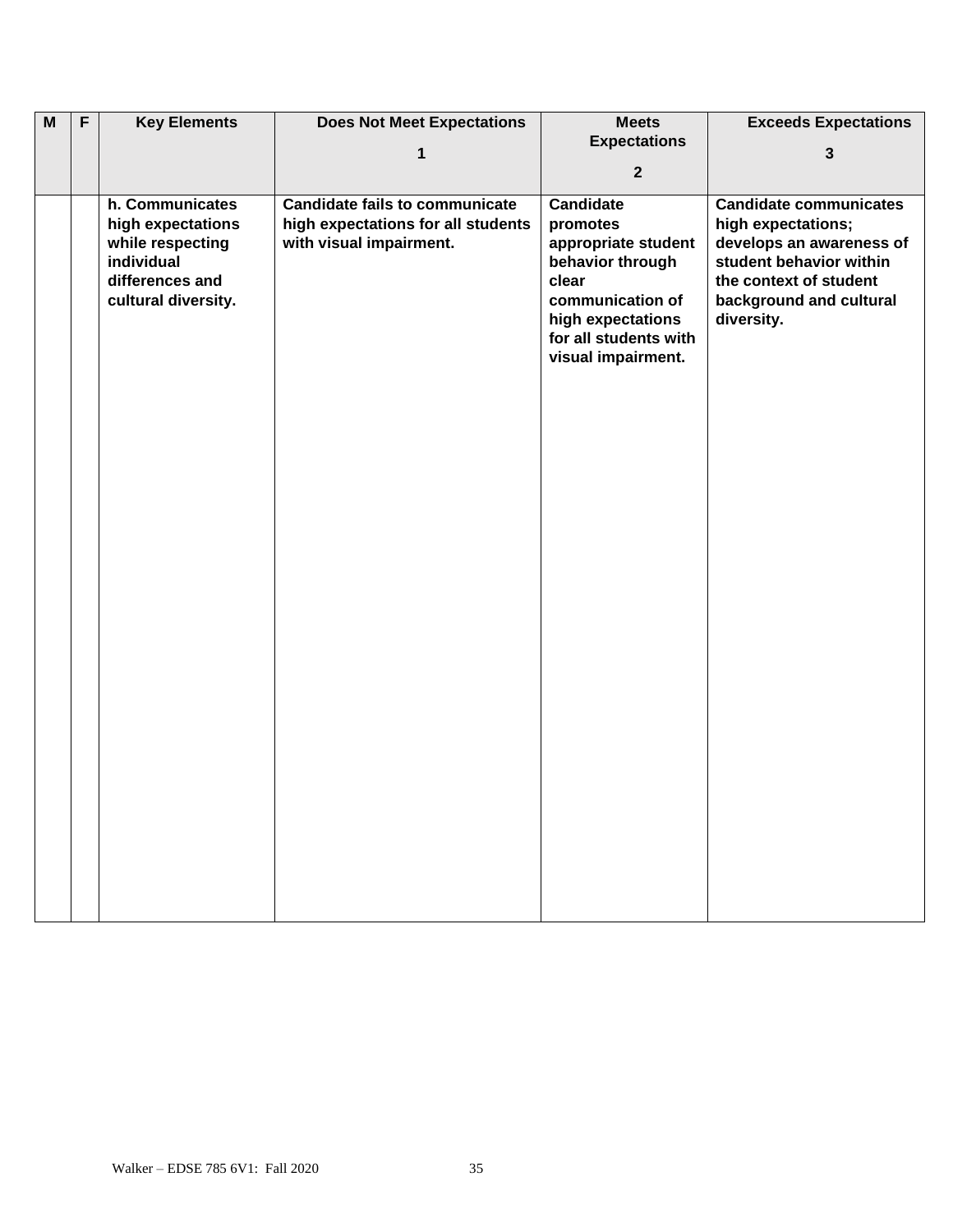| M | F | Key Elements | Does Not Meet Expectations 1 | Meets Expectations 2 | Exceeds Expectations 3 |
|---|---|---|---|---|---|
| | | **h. Communicates high expectations while respecting individual differences and cultural diversity.** | **Candidate fails to communicate high expectations for all students with visual impairment.** | **Candidate promotes appropriate student behavior through clear communication of high expectations for all students with visual impairment.** | **Candidate communicates high expectations; develops an awareness of student behavior within the context of student background and cultural diversity.** |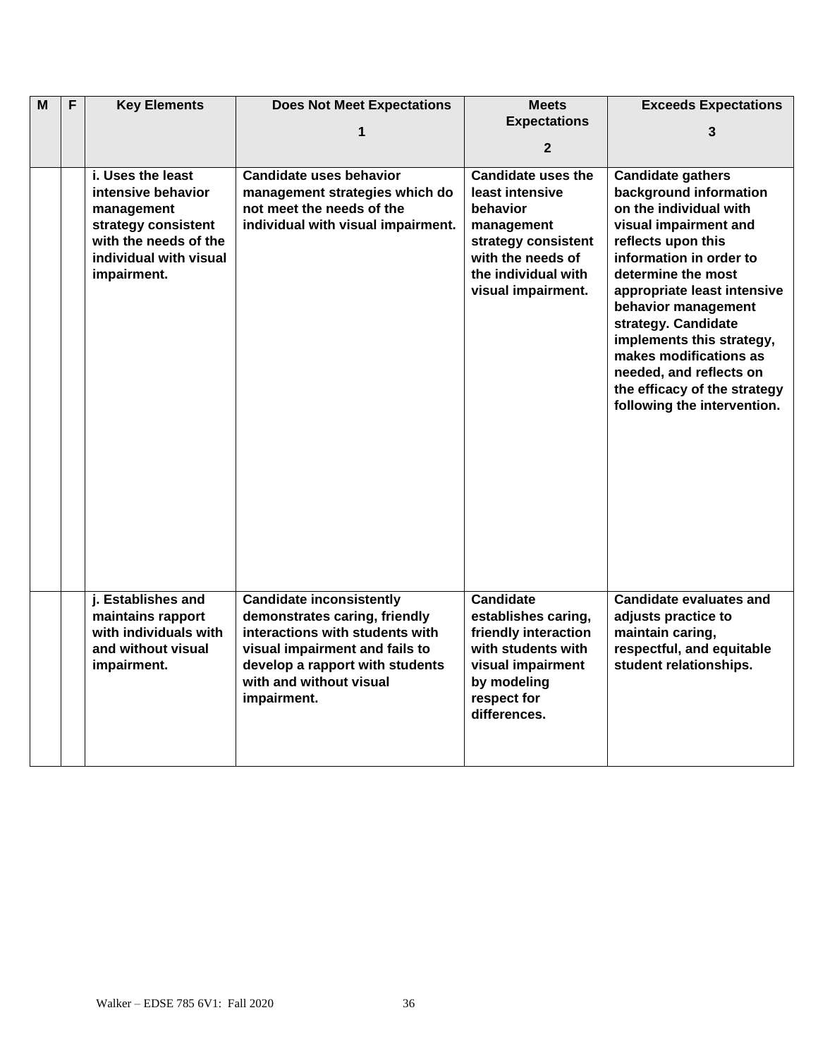| M | F | Key Elements | Does Not Meet Expectations 1 | Meets Expectations 2 | Exceeds Expectations 3 |
|---|---|---|---|---|---|
| | | **i. Uses the least intensive behavior management strategy consistent with the needs of the individual with visual impairment.** | **Candidate uses behavior management strategies which do not meet the needs of the individual with visual impairment.** | **Candidate uses the least intensive behavior management strategy consistent with the needs of the individual with visual impairment.** | **Candidate gathers background information on the individual with visual impairment and reflects upon this information in order to determine the most appropriate least intensive behavior management strategy. Candidate implements this strategy, makes modifications as needed, and reflects on the efficacy of the strategy following the intervention.** |
| | | **j. Establishes and maintains rapport with individuals with and without visual impairment.** | **Candidate inconsistently demonstrates caring, friendly interactions with students with visual impairment and fails to develop a rapport with students with and without visual impairment.** | **Candidate establishes caring, friendly interaction with students with visual impairment by modeling respect for differences.** | **Candidate evaluates and adjusts practice to maintain caring, respectful, and equitable student relationships.** |